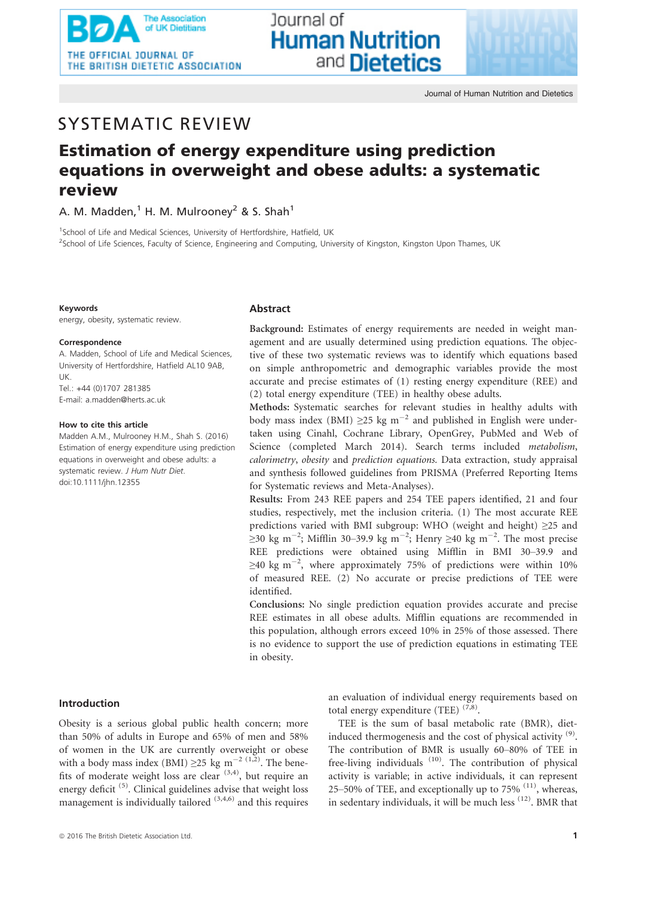SYSTEMATIC REVIEW

# Estimation of energy expenditure using prediction equations in overweight and obese adults: a systematic review

A. M. Madden,[1] H. M. Mulrooney[2] & S. Shah[1]

[1]School of Life and Medical Sciences, University of Hertfordshire, Hatfield, UK

[2]School of Life Sciences, Faculty of Science, Engineering and Computing, University of Kingston, Kingston Upon Thames, UK

**Keywords**

energy, obesity, systematic review.

**Correspondence**

A. Madden, School of Life and Medical Sciences, University of Hertfordshire, Hatfield AL10 9AB, UK.
Tel.: +44 (0)1707 281385
E-mail: a.madden@herts.ac.uk

**How to cite this article**

Madden A.M., Mulrooney H.M., Shah S. (2016) Estimation of energy expenditure using prediction equations in overweight and obese adults: a systematic review. *J Hum Nutr Diet.* doi:10.1111/jhn.12355

## Abstract

**Background:** Estimates of energy requirements are needed in weight management and are usually determined using prediction equations. The objective of these two systematic reviews was to identify which equations based on simple anthropometric and demographic variables provide the most accurate and precise estimates of (1) resting energy expenditure (REE) and (2) total energy expenditure (TEE) in healthy obese adults.

**Methods:** Systematic searches for relevant studies in healthy adults with body mass index (BMI) $\geq$25 kg m$^{-2}$ and published in English were undertaken using Cinahl, Cochrane Library, OpenGrey, PubMed and Web of Science (completed March 2014). Search terms included *metabolism*, *calorimetry*, *obesity* and *prediction equations*. Data extraction, study appraisal and synthesis followed guidelines from PRISMA (Preferred Reporting Items for Systematic reviews and Meta-Analyses).

**Results:** From 243 REE papers and 254 TEE papers identified, 21 and four studies, respectively, met the inclusion criteria. (1) The most accurate REE predictions varied with BMI subgroup: WHO (weight and height) $\geq$25 and $\geq$30 kg m$^{-2}$; Mifflin 30–39.9 kg m$^{-2}$; Henry $\geq$40 kg m$^{-2}$. The most precise REE predictions were obtained using Mifflin in BMI 30–39.9 and $\geq$40 kg m$^{-2}$, where approximately 75% of predictions were within 10% of measured REE. (2) No accurate or precise predictions of TEE were identified.

**Conclusions:** No single prediction equation provides accurate and precise REE estimates in all obese adults. Mifflin equations are recommended in this population, although errors exceed 10% in 25% of those assessed. There is no evidence to support the use of prediction equations in estimating TEE in obesity.

## Introduction

Obesity is a serious global public health concern; more than 50% of adults in Europe and 65% of men and 58% of women in the UK are currently overweight or obese with a body mass index (BMI) $\geq$25 kg m$^{-2}$ [1,2]. The benefits of moderate weight loss are clear [3,4], but require an energy deficit [5]. Clinical guidelines advise that weight loss management is individually tailored [3,4,6] and this requires an evaluation of individual energy requirements based on total energy expenditure (TEE) [7,8].

TEE is the sum of basal metabolic rate (BMR), diet-induced thermogenesis and the cost of physical activity [9]. The contribution of BMR is usually 60–80% of TEE in free-living individuals [10]. The contribution of physical activity is variable; in active individuals, it can represent 25–50% of TEE, and exceptionally up to 75% [11], whereas, in sedentary individuals, it will be much less [12]. BMR that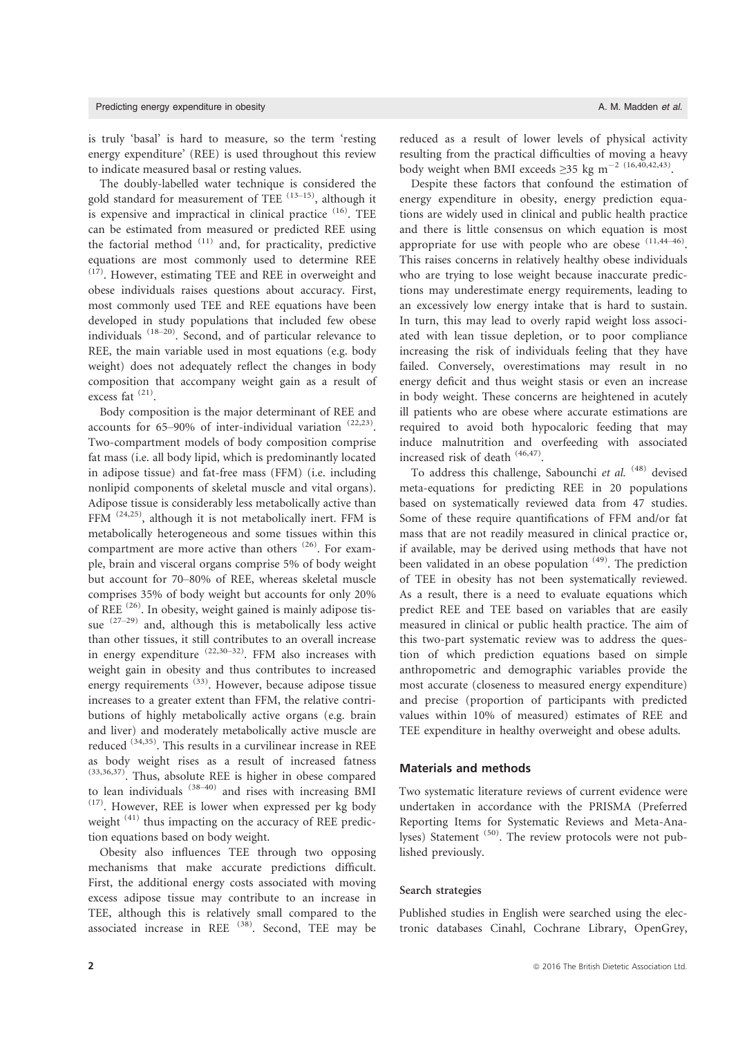is truly 'basal' is hard to measure, so the term 'resting energy expenditure' (REE) is used throughout this review to indicate measured basal or resting values.

The doubly-labelled water technique is considered the gold standard for measurement of TEE [13–15], although it is expensive and impractical in clinical practice [16]. TEE can be estimated from measured or predicted REE using the factorial method [11] and, for practicality, predictive equations are most commonly used to determine REE [17]. However, estimating TEE and REE in overweight and obese individuals raises questions about accuracy. First, most commonly used TEE and REE equations have been developed in study populations that included few obese individuals [18–20]. Second, and of particular relevance to REE, the main variable used in most equations (e.g. body weight) does not adequately reflect the changes in body composition that accompany weight gain as a result of excess fat [21].

Body composition is the major determinant of REE and accounts for 65–90% of inter-individual variation [22,23]. Two-compartment models of body composition comprise fat mass (i.e. all body lipid, which is predominantly located in adipose tissue) and fat-free mass (FFM) (i.e. including nonlipid components of skeletal muscle and vital organs). Adipose tissue is considerably less metabolically active than FFM [24,25], although it is not metabolically inert. FFM is metabolically heterogeneous and some tissues within this compartment are more active than others [26]. For example, brain and visceral organs comprise 5% of body weight but account for 70–80% of REE, whereas skeletal muscle comprises 35% of body weight but accounts for only 20% of REE [26]. In obesity, weight gained is mainly adipose tissue [27–29] and, although this is metabolically less active than other tissues, it still contributes to an overall increase in energy expenditure [22,30–32]. FFM also increases with weight gain in obesity and thus contributes to increased energy requirements [33]. However, because adipose tissue increases to a greater extent than FFM, the relative contributions of highly metabolically active organs (e.g. brain and liver) and moderately metabolically active muscle are reduced [34,35]. This results in a curvilinear increase in REE as body weight rises as a result of increased fatness [33,36,37]. Thus, absolute REE is higher in obese compared to lean individuals [38–40] and rises with increasing BMI [17]. However, REE is lower when expressed per kg body weight [41] thus impacting on the accuracy of REE prediction equations based on body weight.

Obesity also influences TEE through two opposing mechanisms that make accurate predictions difficult. First, the additional energy costs associated with moving excess adipose tissue may contribute to an increase in TEE, although this is relatively small compared to the associated increase in REE [38]. Second, TEE may be reduced as a result of lower levels of physical activity resulting from the practical difficulties of moving a heavy body weight when BMI exceeds $\geq$35 kg m$^{-2}$ [16,40,42,43].

Despite these factors that confound the estimation of energy expenditure in obesity, energy prediction equations are widely used in clinical and public health practice and there is little consensus on which equation is most appropriate for use with people who are obese [11,44–46]. This raises concerns in relatively healthy obese individuals who are trying to lose weight because inaccurate predictions may underestimate energy requirements, leading to an excessively low energy intake that is hard to sustain. In turn, this may lead to overly rapid weight loss associated with lean tissue depletion, or to poor compliance increasing the risk of individuals feeling that they have failed. Conversely, overestimations may result in no energy deficit and thus weight stasis or even an increase in body weight. These concerns are heightened in acutely ill patients who are obese where accurate estimations are required to avoid both hypocaloric feeding that may induce malnutrition and overfeeding with associated increased risk of death [46,47].

To address this challenge, Sabounchi *et al.* [48] devised meta-equations for predicting REE in 20 populations based on systematically reviewed data from 47 studies. Some of these require quantifications of FFM and/or fat mass that are not readily measured in clinical practice or, if available, may be derived using methods that have not been validated in an obese population [49]. The prediction of TEE in obesity has not been systematically reviewed. As a result, there is a need to evaluate equations which predict REE and TEE based on variables that are easily measured in clinical or public health practice. The aim of this two-part systematic review was to address the question of which prediction equations based on simple anthropometric and demographic variables provide the most accurate (closeness to measured energy expenditure) and precise (proportion of participants with predicted values within 10% of measured) estimates of REE and TEE expenditure in healthy overweight and obese adults.

## Materials and methods

Two systematic literature reviews of current evidence were undertaken in accordance with the PRISMA (Preferred Reporting Items for Systematic Reviews and Meta-Analyses) Statement [50]. The review protocols were not published previously.

### Search strategies

Published studies in English were searched using the electronic databases Cinahl, Cochrane Library, OpenGrey,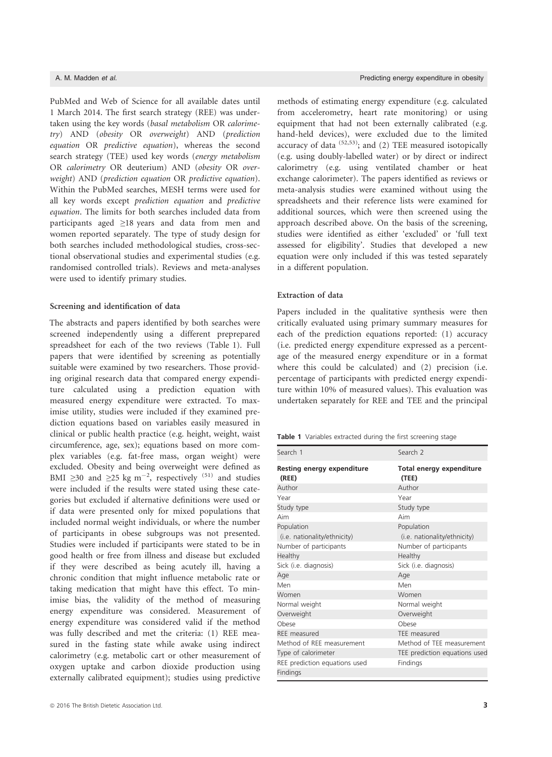PubMed and Web of Science for all available dates until 1 March 2014. The first search strategy (REE) was undertaken using the key words (*basal metabolism* OR *calorimetry*) AND (*obesity* OR *overweight*) AND (*prediction equation* OR *predictive equation*), whereas the second search strategy (TEE) used key words (*energy metabolism* OR *calorimetry* OR deuterium) AND (*obesity* OR *overweight*) AND (*prediction equation* OR *predictive equation*). Within the PubMed searches, MESH terms were used for all key words except *prediction equation* and *predictive equation*. The limits for both searches included data from participants aged ≥18 years and data from men and women reported separately. The type of study design for both searches included methodological studies, cross-sectional observational studies and experimental studies (e.g. randomised controlled trials). Reviews and meta-analyses were used to identify primary studies.

### Screening and identification of data

The abstracts and papers identified by both searches were screened independently using a different preprepared spreadsheet for each of the two reviews (Table 1). Full papers that were identified by screening as potentially suitable were examined by two researchers. Those providing original research data that compared energy expenditure calculated using a prediction equation with measured energy expenditure were extracted. To maximise utility, studies were included if they examined prediction equations based on variables easily measured in clinical or public health practice (e.g. height, weight, waist circumference, age, sex); equations based on more complex variables (e.g. fat-free mass, organ weight) were excluded. Obesity and being overweight were defined as BMI ≥30 and ≥25 kg $m^{-2}$, respectively [51] and studies were included if the results were stated using these categories but excluded if alternative definitions were used or if data were presented only for mixed populations that included normal weight individuals, or where the number of participants in obese subgroups was not presented. Studies were included if participants were stated to be in good health or free from illness and disease but excluded if they were described as being acutely ill, having a chronic condition that might influence metabolic rate or taking medication that might have this effect. To minimise bias, the validity of the method of measuring energy expenditure was considered. Measurement of energy expenditure was considered valid if the method was fully described and met the criteria: (1) REE measured in the fasting state while awake using indirect calorimetry (e.g. metabolic cart or other measurement of oxygen uptake and carbon dioxide production using externally calibrated equipment); studies using predictive methods of estimating energy expenditure (e.g. calculated from accelerometry, heart rate monitoring) or using equipment that had not been externally calibrated (e.g. hand-held devices), were excluded due to the limited accuracy of data [52,53]; and (2) TEE measured isotopically (e.g. using doubly-labelled water) or by direct or indirect calorimetry (e.g. using ventilated chamber or heat exchange calorimeter). The papers identified as reviews or meta-analysis studies were examined without using the spreadsheets and their reference lists were examined for additional sources, which were then screened using the approach described above. On the basis of the screening, studies were identified as either 'excluded' or 'full text assessed for eligibility'. Studies that developed a new equation were only included if this was tested separately in a different population.

### Extraction of data

Papers included in the qualitative synthesis were then critically evaluated using primary summary measures for each of the prediction equations reported: (1) accuracy (i.e. predicted energy expenditure expressed as a percentage of the measured energy expenditure or in a format where this could be calculated) and (2) precision (i.e. percentage of participants with predicted energy expenditure within 10% of measured values). This evaluation was undertaken separately for REE and TEE and the principal

**Table 1** Variables extracted during the first screening stage

| Search 1 | Search 2 |
|---|---|
| **Resting energy expenditure (REE)** | **Total energy expenditure (TEE)** |
| Author | Author |
| Year | Year |
| Study type | Study type |
| Aim | Aim |
| Population (i.e. nationality/ethnicity) | Population (i.e. nationality/ethnicity) |
| Number of participants | Number of participants |
| Healthy | Healthy |
| Sick (i.e. diagnosis) | Sick (i.e. diagnosis) |
| Age | Age |
| Men | Men |
| Women | Women |
| Normal weight | Normal weight |
| Overweight | Overweight |
| Obese | Obese |
| REE measured | TEE measured |
| Method of REE measurement | Method of TEE measurement |
| Type of calorimeter | TEE prediction equations used |
| REE prediction equations used | Findings |
| Findings | |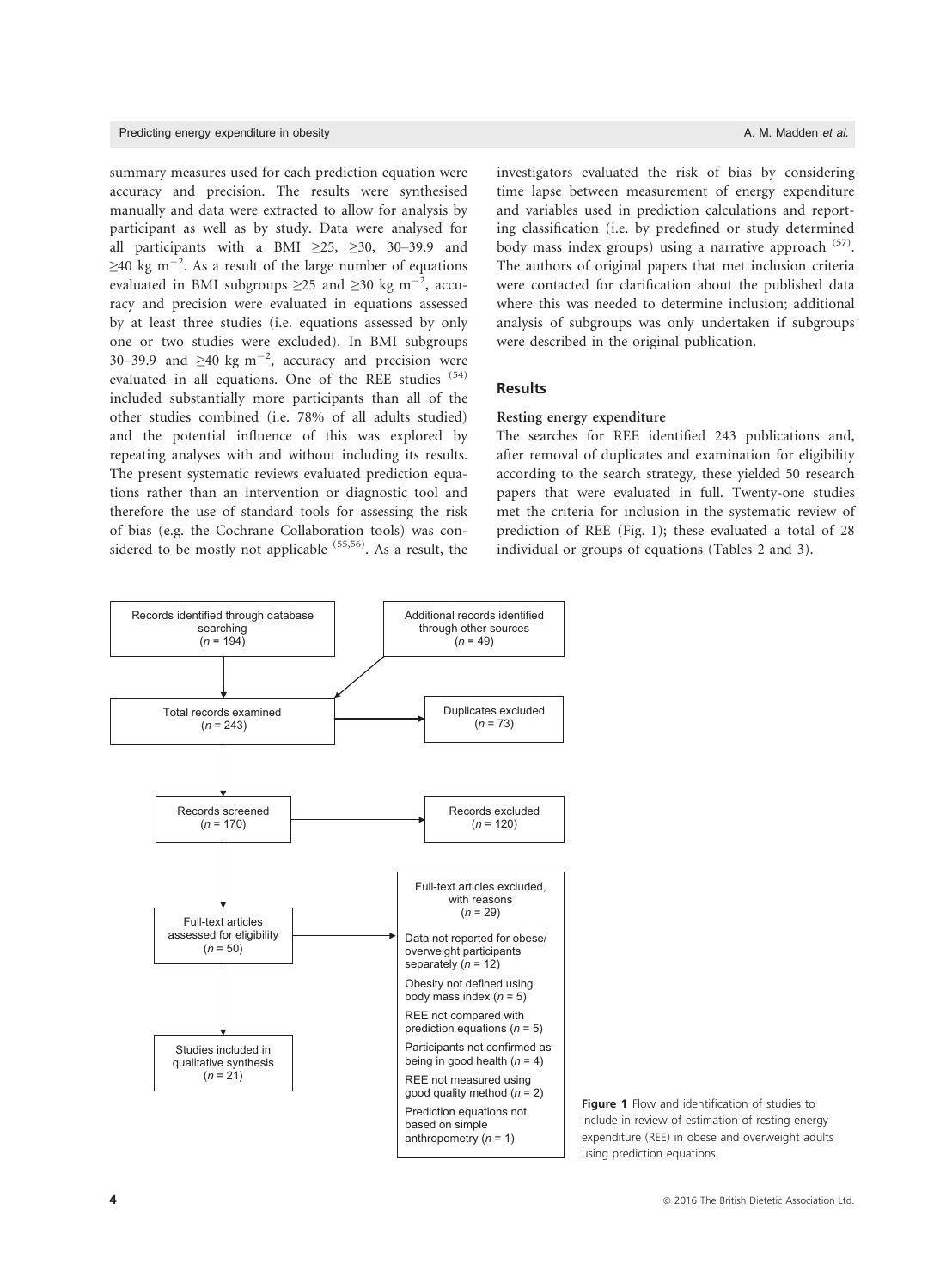summary measures used for each prediction equation were accuracy and precision. The results were synthesised manually and data were extracted to allow for analysis by participant as well as by study. Data were analysed for all participants with a BMI ≥25, ≥30, 30–39.9 and ≥40 kg m$^{-2}$. As a result of the large number of equations evaluated in BMI subgroups ≥25 and ≥30 kg m$^{-2}$, accuracy and precision were evaluated in equations assessed by at least three studies (i.e. equations assessed by only one or two studies were excluded). In BMI subgroups 30–39.9 and ≥40 kg m$^{-2}$, accuracy and precision were evaluated in all equations. One of the REE studies [54] included substantially more participants than all of the other studies combined (i.e. 78% of all adults studied) and the potential influence of this was explored by repeating analyses with and without including its results. The present systematic reviews evaluated prediction equations rather than an intervention or diagnostic tool and therefore the use of standard tools for assessing the risk of bias (e.g. the Cochrane Collaboration tools) was considered to be mostly not applicable [55,56]. As a result, the investigators evaluated the risk of bias by considering time lapse between measurement of energy expenditure and variables used in prediction calculations and reporting classification (i.e. by predefined or study determined body mass index groups) using a narrative approach [57]. The authors of original papers that met inclusion criteria were contacted for clarification about the published data where this was needed to determine inclusion; additional analysis of subgroups was only undertaken if subgroups were described in the original publication.

## Results

### Resting energy expenditure

The searches for REE identified 243 publications and, after removal of duplicates and examination for eligibility according to the search strategy, these yielded 50 research papers that were evaluated in full. Twenty-one studies met the criteria for inclusion in the systematic review of prediction of REE (Fig. 1); these evaluated a total of 28 individual or groups of equations (Tables 2 and 3).

Records identified through database searching ($n$ = 194)

Additional records identified through other sources ($n$ = 49)

Total records examined ($n$ = 243)

Duplicates excluded ($n$ = 73)

Records screened ($n$ = 170)

Records excluded ($n$ = 120)

Full-text articles assessed for eligibility ($n$ = 50)

Full-text articles excluded, with reasons ($n$ = 29)
- Data not reported for obese/overweight participants separately ($n$ = 12)
- Obesity not defined using body mass index ($n$ = 5)
- REE not compared with prediction equations ($n$ = 5)
- Participants not confirmed as being in good health ($n$ = 4)
- REE not measured using good quality method ($n$ = 2)
- Prediction equations not based on simple anthropometry ($n$ = 1)

Studies included in qualitative synthesis ($n$ = 21)

**Figure 1** Flow and identification of studies to include in review of estimation of resting energy expenditure (REE) in obese and overweight adults using prediction equations.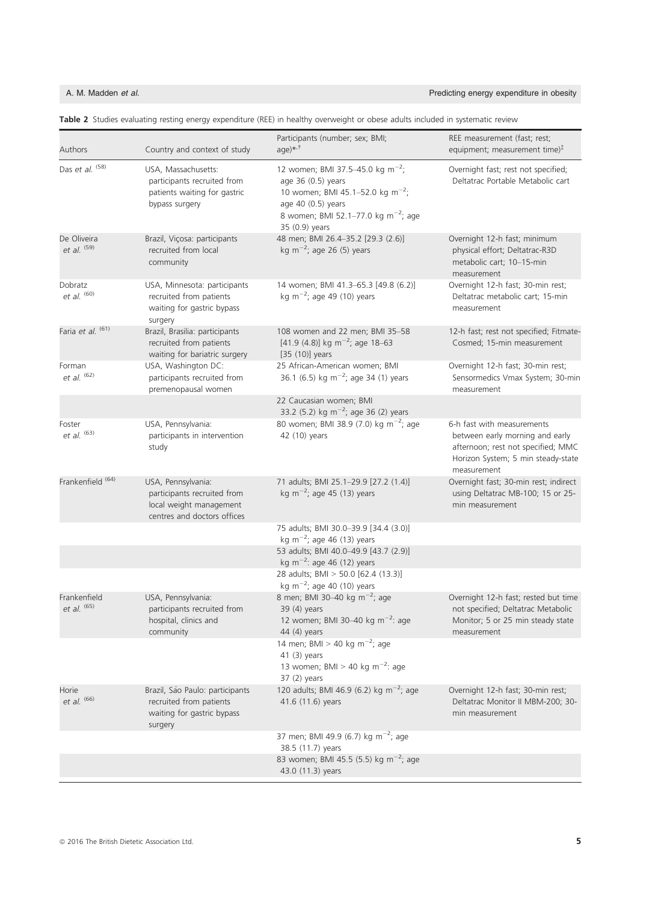**Table 2** Studies evaluating resting energy expenditure (REE) in healthy overweight or obese adults included in systematic review

| Authors | Country and context of study | Participants (number; sex; BMI; age)*,† | REE measurement (fast; rest; equipment; measurement time)‡ |
|---|---|---|---|
| Das *et al.* [58] | USA, Massachusetts: participants recruited from patients waiting for gastric bypass surgery | 12 women; BMI 37.5–45.0 kg $m^{-2}$; age 36 (0.5) years<br>10 women; BMI 45.1–52.0 kg $m^{-2}$; age 40 (0.5) years<br>8 women; BMI 52.1–77.0 kg $m^{-2}$; age 35 (0.9) years | Overnight fast; rest not specified; Deltatrac Portable Metabolic cart |
| De Oliveira *et al.* [59] | Brazil, Viçosa: participants recruited from local community | 48 men; BMI 26.4–35.2 [29.3 (2.6)] kg $m^{-2}$; age 26 (5) years | Overnight 12-h fast; minimum physical effort; Deltatrac-R3D metabolic cart; 10–15-min measurement |
| Dobratz *et al.* [60] | USA, Minnesota: participants recruited from patients waiting for gastric bypass surgery | 14 women; BMI 41.3–65.3 [49.8 (6.2)] kg $m^{-2}$; age 49 (10) years | Overnight 12-h fast; 30-min rest; Deltatrac metabolic cart; 15-min measurement |
| Faria *et al.* [61] | Brazil, Brasilia: participants recruited from patients waiting for bariatric surgery | 108 women and 22 men; BMI 35–58 [41.9 (4.8)] kg $m^{-2}$; age 18–63 [35 (10)] years | 12-h fast; rest not specified; Fitmate-Cosmed; 15-min measurement |
| Forman *et al.* [62] | USA, Washington DC: participants recruited from premenopausal women | 25 African-American women; BMI 36.1 (6.5) kg $m^{-2}$; age 34 (1) years | Overnight 12-h fast; 30-min rest; Sensormedics Vmax System; 30-min measurement |
| | | 22 Caucasian women; BMI 33.2 (5.2) kg $m^{-2}$; age 36 (2) years | |
| Foster *et al.* [63] | USA, Pennsylvania: participants in intervention study | 80 women; BMI 38.9 (7.0) kg $m^{-2}$; age 42 (10) years | 6-h fast with measurements between early morning and early afternoon; rest not specified; MMC Horizon System; 5 min steady-state measurement |
| Frankenfield [64] | USA, Pennsylvania: participants recruited from local weight management centres and doctors offices | 71 adults; BMI 25.1–29.9 [27.2 (1.4)] kg $m^{-2}$; age 45 (13) years | Overnight fast; 30-min rest; indirect using Deltatrac MB-100; 15 or 25-min measurement |
| | | 75 adults; BMI 30.0–39.9 [34.4 (3.0)] kg $m^{-2}$; age 46 (13) years | |
| | | 53 adults; BMI 40.0–49.9 [43.7 (2.9)] kg $m^{-2}$: age 46 (12) years | |
| | | 28 adults; BMI > 50.0 [62.4 (13.3)] kg $m^{-2}$; age 40 (10) years | |
| Frankenfield *et al.* [65] | USA, Pennsylvania: participants recruited from hospital, clinics and community | 8 men; BMI 30–40 kg $m^{-2}$; age 39 (4) years<br>12 women; BMI 30–40 kg $m^{-2}$: age 44 (4) years | Overnight 12-h fast; rested but time not specified; Deltatrac Metabolic Monitor; 5 or 25 min steady state measurement |
| | | 14 men; BMI > 40 kg $m^{-2}$; age 41 (3) years<br>13 women; BMI > 40 kg $m^{-2}$: age 37 (2) years | |
| Horie *et al.* [66] | Brazil, São Paulo: participants recruited from patients waiting for gastric bypass surgery | 120 adults; BMI 46.9 (6.2) kg $m^{-2}$; age 41.6 (11.6) years | Overnight 12-h fast; 30-min rest; Deltatrac Monitor II MBM-200; 30-min measurement |
| | | 37 men; BMI 49.9 (6.7) kg $m^{-2}$; age 38.5 (11.7) years | |
| | | 83 women; BMI 45.5 (5.5) kg $m^{-2}$; age 43.0 (11.3) years | |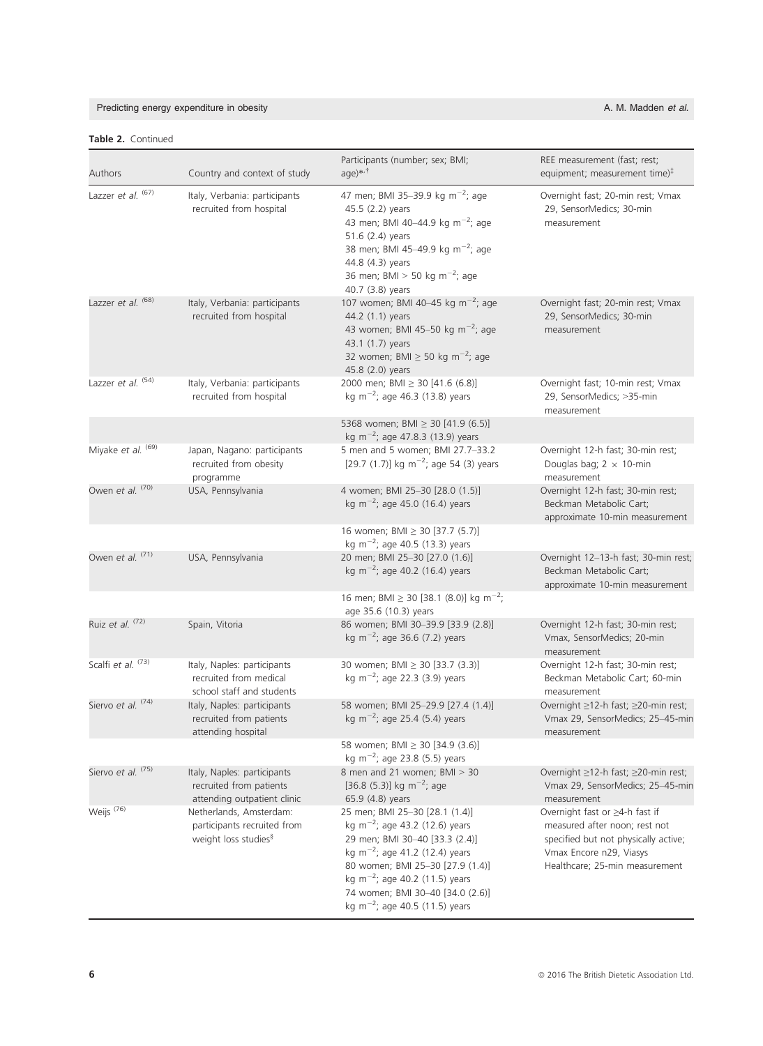**Table 2.** Continued

| Authors | Country and context of study | Participants (number; sex; BMI; age)*,† | REE measurement (fast; rest; equipment; measurement time)‡ |
|---|---|---|---|
| Lazzer *et al.* [67] | Italy, Verbania: participants recruited from hospital | 47 men; BMI 35–39.9 kg $m^{-2}$; age 45.5 (2.2) years<br>43 men; BMI 40–44.9 kg $m^{-2}$; age 51.6 (2.4) years<br>38 men; BMI 45–49.9 kg $m^{-2}$; age 44.8 (4.3) years<br>36 men; BMI > 50 kg $m^{-2}$; age 40.7 (3.8) years | Overnight fast; 20-min rest; Vmax 29, SensorMedics; 30-min measurement |
| Lazzer *et al.* [68] | Italy, Verbania: participants recruited from hospital | 107 women; BMI 40–45 kg $m^{-2}$; age 44.2 (1.1) years<br>43 women; BMI 45–50 kg $m^{-2}$; age 43.1 (1.7) years<br>32 women; BMI ≥ 50 kg $m^{-2}$; age 45.8 (2.0) years | Overnight fast; 20-min rest; Vmax 29, SensorMedics; 30-min measurement |
| Lazzer *et al.* [54] | Italy, Verbania: participants recruited from hospital | 2000 men; BMI ≥ 30 [41.6 (6.8)] kg $m^{-2}$; age 46.3 (13.8) years | Overnight fast; 10-min rest; Vmax 29, SensorMedics; >35-min measurement |
| | | 5368 women; BMI ≥ 30 [41.9 (6.5)] kg $m^{-2}$; age 47.8.3 (13.9) years | |
| Miyake *et al.* [69] | Japan, Nagano: participants recruited from obesity programme | 5 men and 5 women; BMI 27.7–33.2 [29.7 (1.7)] kg $m^{-2}$; age 54 (3) years | Overnight 12-h fast; 30-min rest; Douglas bag; 2 × 10-min measurement |
| Owen *et al.* [70] | USA, Pennsylvania | 4 women; BMI 25–30 [28.0 (1.5)] kg $m^{-2}$; age 45.0 (16.4) years | Overnight 12-h fast; 30-min rest; Beckman Metabolic Cart; approximate 10-min measurement |
| | | 16 women; BMI ≥ 30 [37.7 (5.7)] kg $m^{-2}$; age 40.5 (13.3) years | |
| Owen *et al.* [71] | USA, Pennsylvania | 20 men; BMI 25–30 [27.0 (1.6)] kg $m^{-2}$; age 40.2 (16.4) years | Overnight 12–13-h fast; 30-min rest; Beckman Metabolic Cart; approximate 10-min measurement |
| | | 16 men; BMI ≥ 30 [38.1 (8.0)] kg $m^{-2}$; age 35.6 (10.3) years | |
| Ruiz *et al.* [72] | Spain, Vitoria | 86 women; BMI 30–39.9 [33.9 (2.8)] kg $m^{-2}$; age 36.6 (7.2) years | Overnight 12-h fast; 30-min rest; Vmax, SensorMedics; 20-min measurement |
| Scalfi *et al.* [73] | Italy, Naples: participants recruited from medical school staff and students | 30 women; BMI ≥ 30 [33.7 (3.3)] kg $m^{-2}$; age 22.3 (3.9) years | Overnight 12-h fast; 30-min rest; Beckman Metabolic Cart; 60-min measurement |
| Siervo *et al.* [74] | Italy, Naples: participants recruited from patients attending hospital | 58 women; BMI 25–29.9 [27.4 (1.4)] kg $m^{-2}$; age 25.4 (5.4) years | Overnight ≥12-h fast; ≥20-min rest; Vmax 29, SensorMedics; 25–45-min measurement |
| | | 58 women; BMI ≥ 30 [34.9 (3.6)] kg $m^{-2}$; age 23.8 (5.5) years | |
| Siervo *et al.* [75] | Italy, Naples: participants recruited from patients attending outpatient clinic | 8 men and 21 women; BMI > 30 [36.8 (5.3)] kg $m^{-2}$; age 65.9 (4.8) years | Overnight ≥12-h fast; ≥20-min rest; Vmax 29, SensorMedics; 25–45-min measurement |
| Weijs [76] | Netherlands, Amsterdam: participants recruited from weight loss studies§ | 25 men; BMI 25–30 [28.1 (1.4)] kg $m^{-2}$; age 43.2 (12.6) years<br>29 men; BMI 30–40 [33.3 (2.4)] kg $m^{-2}$; age 41.2 (12.4) years<br>80 women; BMI 25–30 [27.9 (1.4)] kg $m^{-2}$; age 40.2 (11.5) years<br>74 women; BMI 30–40 [34.0 (2.6)] kg $m^{-2}$; age 40.5 (11.5) years | Overnight fast or ≥4-h fast if measured after noon; rest not specified but not physically active; Vmax Encore n29, Viasys Healthcare; 25-min measurement |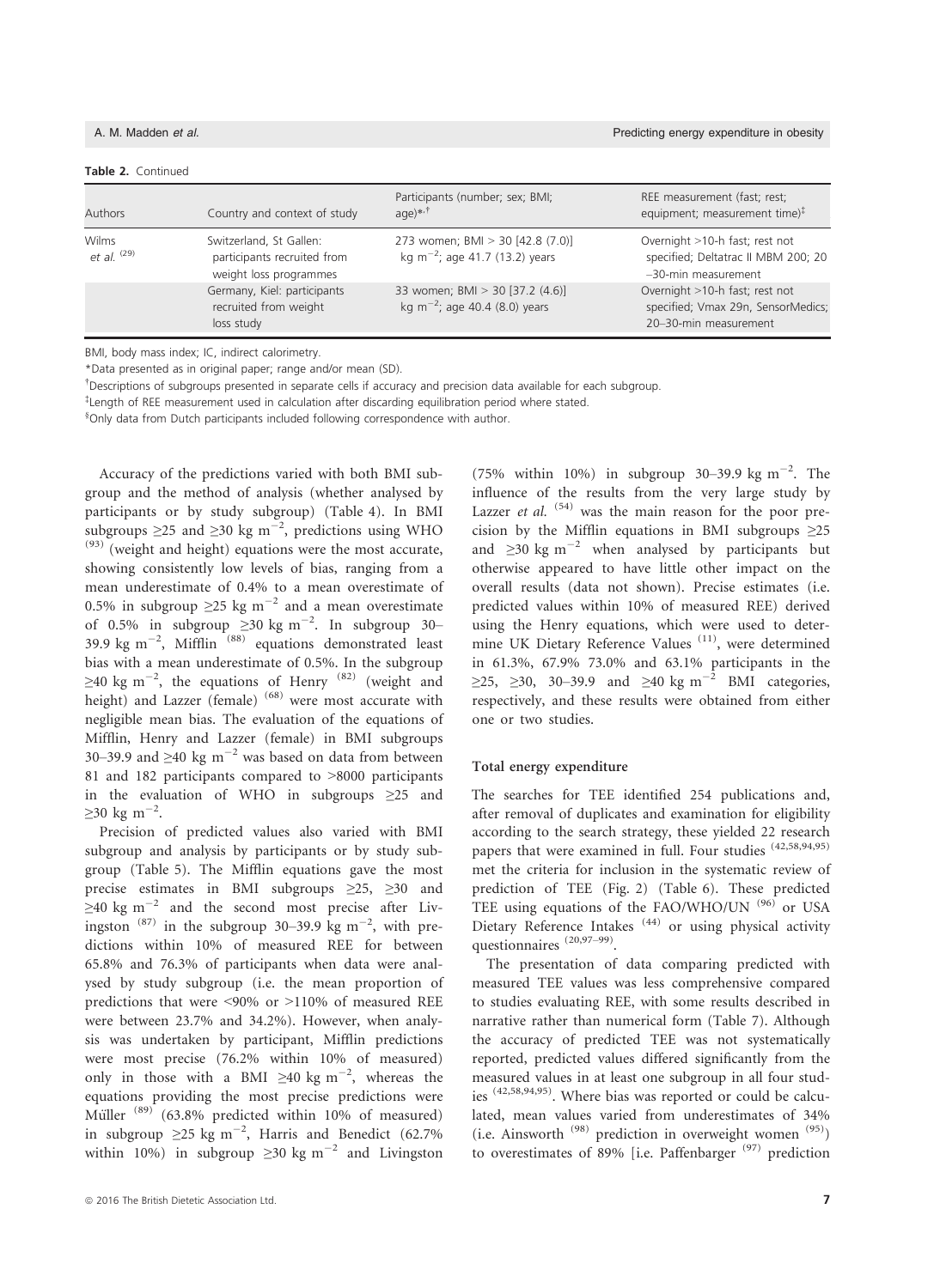**Table 2.** Continued

| Authors | Country and context of study | Participants (number; sex; BMI; age)*,† | REE measurement (fast; rest; equipment; measurement time)‡ |
|---|---|---|---|
| Wilms *et al.* [29] | Switzerland, St Gallen: participants recruited from weight loss programmes | 273 women; BMI > 30 [42.8 (7.0)] kg $m^{-2}$; age 41.7 (13.2) years | Overnight >10-h fast; rest not specified; Deltatrac II MBM 200; 20–30-min measurement |
| | Germany, Kiel: participants recruited from weight loss study | 33 women; BMI > 30 [37.2 (4.6)] kg $m^{-2}$; age 40.4 (8.0) years | Overnight >10-h fast; rest not specified; Vmax 29n, SensorMedics; 20–30-min measurement |

BMI, body mass index; IC, indirect calorimetry.
*Data presented as in original paper; range and/or mean (SD).
†Descriptions of subgroups presented in separate cells if accuracy and precision data available for each subgroup.
‡Length of REE measurement used in calculation after discarding equilibration period where stated.
§Only data from Dutch participants included following correspondence with author.

Accuracy of the predictions varied with both BMI subgroup and the method of analysis (whether analysed by participants or by study subgroup) (Table 4). In BMI subgroups ≥25 and ≥30 kg $m^{-2}$, predictions using WHO [93] (weight and height) equations were the most accurate, showing consistently low levels of bias, ranging from a mean underestimate of 0.4% to a mean overestimate of 0.5% in subgroup ≥25 kg $m^{-2}$ and a mean overestimate of 0.5% in subgroup ≥30 kg $m^{-2}$. In subgroup 30–39.9 kg $m^{-2}$, Mifflin [88] equations demonstrated least bias with a mean underestimate of 0.5%. In the subgroup ≥40 kg $m^{-2}$, the equations of Henry [82] (weight and height) and Lazzer (female) [68] were most accurate with negligible mean bias. The evaluation of the equations of Mifflin, Henry and Lazzer (female) in BMI subgroups 30–39.9 and ≥40 kg $m^{-2}$ was based on data from between 81 and 182 participants compared to >8000 participants in the evaluation of WHO in subgroups ≥25 and ≥30 kg $m^{-2}$.

Precision of predicted values also varied with BMI subgroup and analysis by participants or by study subgroup (Table 5). The Mifflin equations gave the most precise estimates in BMI subgroups ≥25, ≥30 and ≥40 kg $m^{-2}$ and the second most precise after Livingston [87] in the subgroup 30–39.9 kg $m^{-2}$, with predictions within 10% of measured REE for between 65.8% and 76.3% of participants when data were analysed by study subgroup (i.e. the mean proportion of predictions that were <90% or >110% of measured REE were between 23.7% and 34.2%). However, when analysis was undertaken by participant, Mifflin predictions were most precise (76.2% within 10% of measured) only in those with a BMI ≥40 kg $m^{-2}$, whereas the equations providing the most precise predictions were Müller [89] (63.8% predicted within 10% of measured) in subgroup ≥25 kg $m^{-2}$, Harris and Benedict (62.7% within 10%) in subgroup ≥30 kg $m^{-2}$ and Livingston (75% within 10%) in subgroup 30–39.9 kg $m^{-2}$. The influence of the results from the very large study by Lazzer *et al.* [54] was the main reason for the poor precision by the Mifflin equations in BMI subgroups ≥25 and ≥30 kg $m^{-2}$ when analysed by participants but otherwise appeared to have little other impact on the overall results (data not shown). Precise estimates (i.e. predicted values within 10% of measured REE) derived using the Henry equations, which were used to determine UK Dietary Reference Values [11], were determined in 61.3%, 67.9% 73.0% and 63.1% participants in the ≥25, ≥30, 30–39.9 and ≥40 kg $m^{-2}$ BMI categories, respectively, and these results were obtained from either one or two studies.

### Total energy expenditure

The searches for TEE identified 254 publications and, after removal of duplicates and examination for eligibility according to the search strategy, these yielded 22 research papers that were examined in full. Four studies [42,58,94,95] met the criteria for inclusion in the systematic review of prediction of TEE (Fig. 2) (Table 6). These predicted TEE using equations of the FAO/WHO/UN [96] or USA Dietary Reference Intakes [44] or using physical activity questionnaires [20,97–99].

The presentation of data comparing predicted with measured TEE values was less comprehensive compared to studies evaluating REE, with some results described in narrative rather than numerical form (Table 7). Although the accuracy of predicted TEE was not systematically reported, predicted values differed significantly from the measured values in at least one subgroup in all four studies [42,58,94,95]. Where bias was reported or could be calculated, mean values varied from underestimates of 34% (i.e. Ainsworth [98] prediction in overweight women [95]) to overestimates of 89% [i.e. Paffenbarger [97] prediction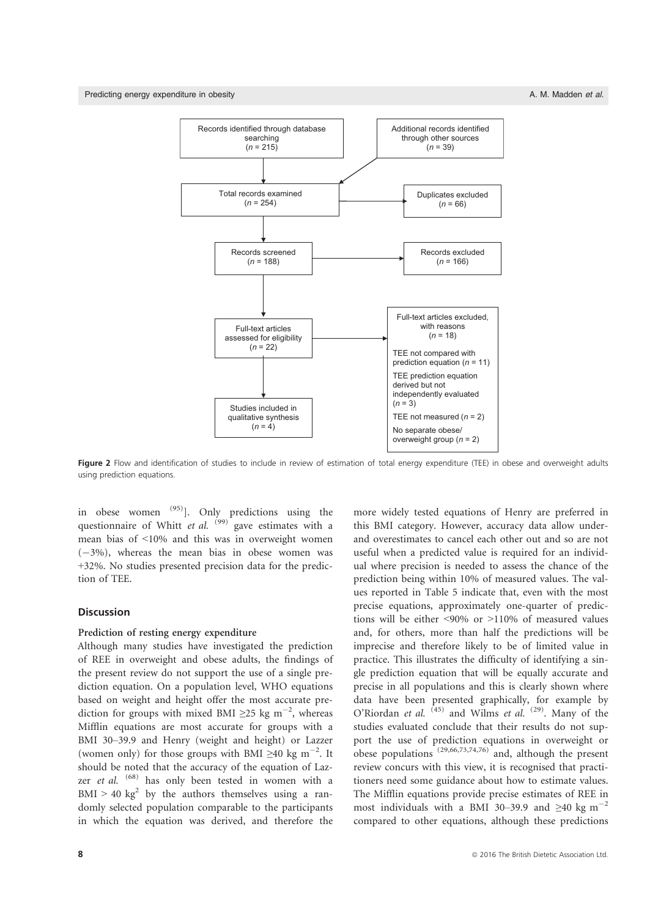Records identified through database searching ($n$ = 215)

Additional records identified through other sources ($n$ = 39)

Total records examined ($n$ = 254)

Duplicates excluded ($n$ = 66)

Records screened ($n$ = 188)

Records excluded ($n$ = 166)

Full-text articles assessed for eligibility ($n$ = 22)

Full-text articles excluded, with reasons ($n$ = 18)

TEE not compared with prediction equation ($n$ = 11)

TEE prediction equation derived but not independently evaluated ($n$ = 3)

TEE not measured ($n$ = 2)

No separate obese/overweight group ($n$ = 2)

Studies included in qualitative synthesis ($n$ = 4)

**Figure 2** Flow and identification of studies to include in review of estimation of total energy expenditure (TEE) in obese and overweight adults using prediction equations.

in obese women [95]]. Only predictions using the questionnaire of Whitt *et al.* [99] gave estimates with a mean bias of <10% and this was in overweight women (−3%), whereas the mean bias in obese women was +32%. No studies presented precision data for the prediction of TEE.

## Discussion

### Prediction of resting energy expenditure

Although many studies have investigated the prediction of REE in overweight and obese adults, the findings of the present review do not support the use of a single prediction equation. On a population level, WHO equations based on weight and height offer the most accurate prediction for groups with mixed BMI ≥25 kg m$^{-2}$, whereas Mifflin equations are most accurate for groups with a BMI 30–39.9 and Henry (weight and height) or Lazzer (women only) for those groups with BMI ≥40 kg m$^{-2}$. It should be noted that the accuracy of the equation of Lazzer *et al.* [68] has only been tested in women with a BMI > 40 kg$^{2}$ by the authors themselves using a randomly selected population comparable to the participants in which the equation was derived, and therefore the more widely tested equations of Henry are preferred in this BMI category. However, accuracy data allow under- and overestimates to cancel each other out and so are not useful when a predicted value is required for an individual where precision is needed to assess the chance of the prediction being within 10% of measured values. The values reported in Table 5 indicate that, even with the most precise equations, approximately one-quarter of predictions will be either <90% or >110% of measured values and, for others, more than half the predictions will be imprecise and therefore likely to be of limited value in practice. This illustrates the difficulty of identifying a single prediction equation that will be equally accurate and precise in all populations and this is clearly shown where data have been presented graphically, for example by O'Riordan *et al.* [45] and Wilms *et al.* [29]. Many of the studies evaluated conclude that their results do not support the use of prediction equations in overweight or obese populations [29,66,73,74,76] and, although the present review concurs with this view, it is recognised that practitioners need some guidance about how to estimate values. The Mifflin equations provide precise estimates of REE in most individuals with a BMI 30–39.9 and ≥40 kg m$^{-2}$ compared to other equations, although these predictions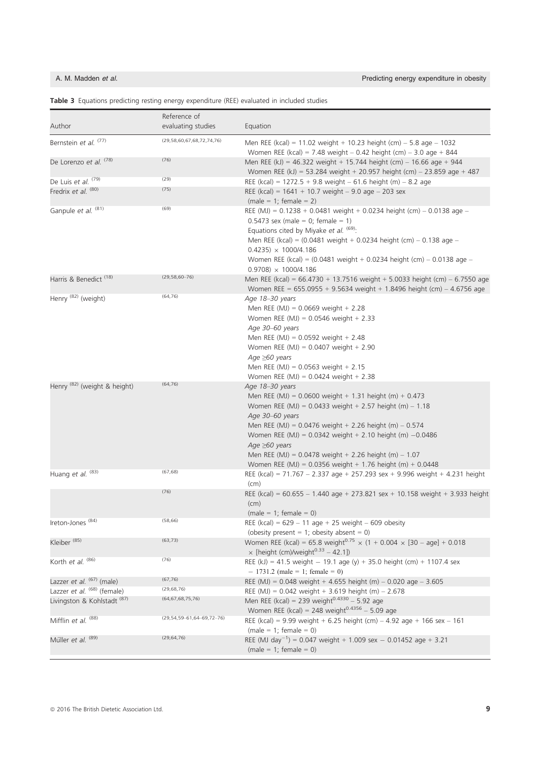**Table 3** Equations predicting resting energy expenditure (REE) evaluated in included studies

| Author | Reference of evaluating studies | Equation |
|---|---|---|
| Bernstein *et al.* [77] | (29,58,60,67,68,72,74,76) | Men REE (kcal) = 11.02 weight + 10.23 height (cm) – 5.8 age – 1032<br>Women REE (kcal) = 7.48 weight – 0.42 height (cm) – 3.0 age + 844 |
| De Lorenzo *et al.* [78] | (76) | Men REE (kJ) = 46.322 weight + 15.744 height (cm) – 16.66 age + 944<br>Women REE (kJ) = 53.284 weight + 20.957 height (cm) – 23.859 age + 487 |
| De Luis *et al.* [79] | (29) | REE (kcal) = 1272.5 + 9.8 weight – 61.6 height (m) – 8.2 age |
| Fredrix *et al.* [80] | (75) | REE (kcal) = 1641 + 10.7 weight – 9.0 age – 203 sex<br>(male = 1; female = 2) |
| Ganpule *et al.* [81] | (69) | REE (MJ) = 0.1238 + 0.0481 weight + 0.0234 height (cm) – 0.0138 age – 0.5473 sex (male = 0; female = 1)<br>Equations cited by Miyake *et al.* [69]:<br>Men REE (kcal) = (0.0481 weight + 0.0234 height (cm) – 0.138 age – 0.4235) × 1000/4.186<br>Women REE (kcal) = (0.0481 weight + 0.0234 height (cm) – 0.0138 age – 0.9708) × 1000/4.186 |
| Harris & Benedict [18] | (29,58,60–76) | Men REE (kcal) = 66.4730 + 13.7516 weight + 5.0033 height (cm) – 6.7550 age<br>Women REE = 655.0955 + 9.5634 weight + 1.8496 height (cm) – 4.6756 age |
| Henry [82] (weight) | (64,76) | *Age 18–30 years*<br>Men REE (MJ) = 0.0669 weight + 2.28<br>Women REE (MJ) = 0.0546 weight + 2.33<br>*Age 30–60 years*<br>Men REE (MJ) = 0.0592 weight + 2.48<br>Women REE (MJ) = 0.0407 weight + 2.90<br>*Age ≥60 years*<br>Men REE (MJ) = 0.0563 weight + 2.15<br>Women REE (MJ) = 0.0424 weight + 2.38 |
| Henry [82] (weight & height) | (64,76) | *Age 18–30 years*<br>Men REE (MJ) = 0.0600 weight + 1.31 height (m) + 0.473<br>Women REE (MJ) = 0.0433 weight + 2.57 height (m) – 1.18<br>*Age 30–60 years*<br>Men REE (MJ) = 0.0476 weight + 2.26 height (m) – 0.574<br>Women REE (MJ) = 0.0342 weight + 2.10 height (m) –0.0486<br>*Age ≥60 years*<br>Men REE (MJ) = 0.0478 weight + 2.26 height (m) – 1.07<br>Women REE (MJ) = 0.0356 weight + 1.76 height (m) + 0.0448 |
| Huang *et al.* [83] | (67,68) | REE (kcal) = 71.767 – 2.337 age + 257.293 sex + 9.996 weight + 4.231 height (cm) |
| | (76) | REE (kcal) = 60.655 – 1.440 age + 273.821 sex + 10.158 weight + 3.933 height (cm)<br>(male = 1; female = 0) |
| Ireton-Jones [84] | (58,66) | REE (kcal) = 629 – 11 age + 25 weight – 609 obesity<br>(obesity present = 1; obesity absent = 0) |
| Kleiber [85] | (63,73) | Women REE (kcal) = 65.8 weight$^{0.75}$ × (1 + 0.004 × [30 – age] + 0.018 × [height (cm)/weight$^{0.33}$ – 42.1]) |
| Korth *et al.* [86] | (76) | REE (kJ) = 41.5 weight – 19.1 age (y) + 35.0 height (cm) + 1107.4 sex – 1731.2 (male = 1; female = 0) |
| Lazzer *et al.* [67] (male) | (67,76) | REE (MJ) = 0.048 weight + 4.655 height (m) – 0.020 age – 3.605 |
| Lazzer *et al.* [68] (female) | (29,68,76) | REE (MJ) = 0.042 weight + 3.619 height (m) – 2.678 |
| Livingston & Kohlstadt [87] | (64,67,68,75,76) | Men REE (kcal) = 239 weight$^{0.4330}$ – 5.92 age<br>Women REE (kcal) = 248 weight$^{0.4356}$ – 5.09 age |
| Mifflin *et al.* [88] | (29,54,59–61,64–69,72–76) | REE (kcal) = 9.99 weight + 6.25 height (cm) – 4.92 age + 166 sex – 161<br>(male = 1; female = 0) |
| Müller *et al.* [89] | (29,64,76) | REE (MJ day$^{-1}$) = 0.047 weight + 1.009 sex – 0.01452 age + 3.21<br>(male = 1; female = 0) |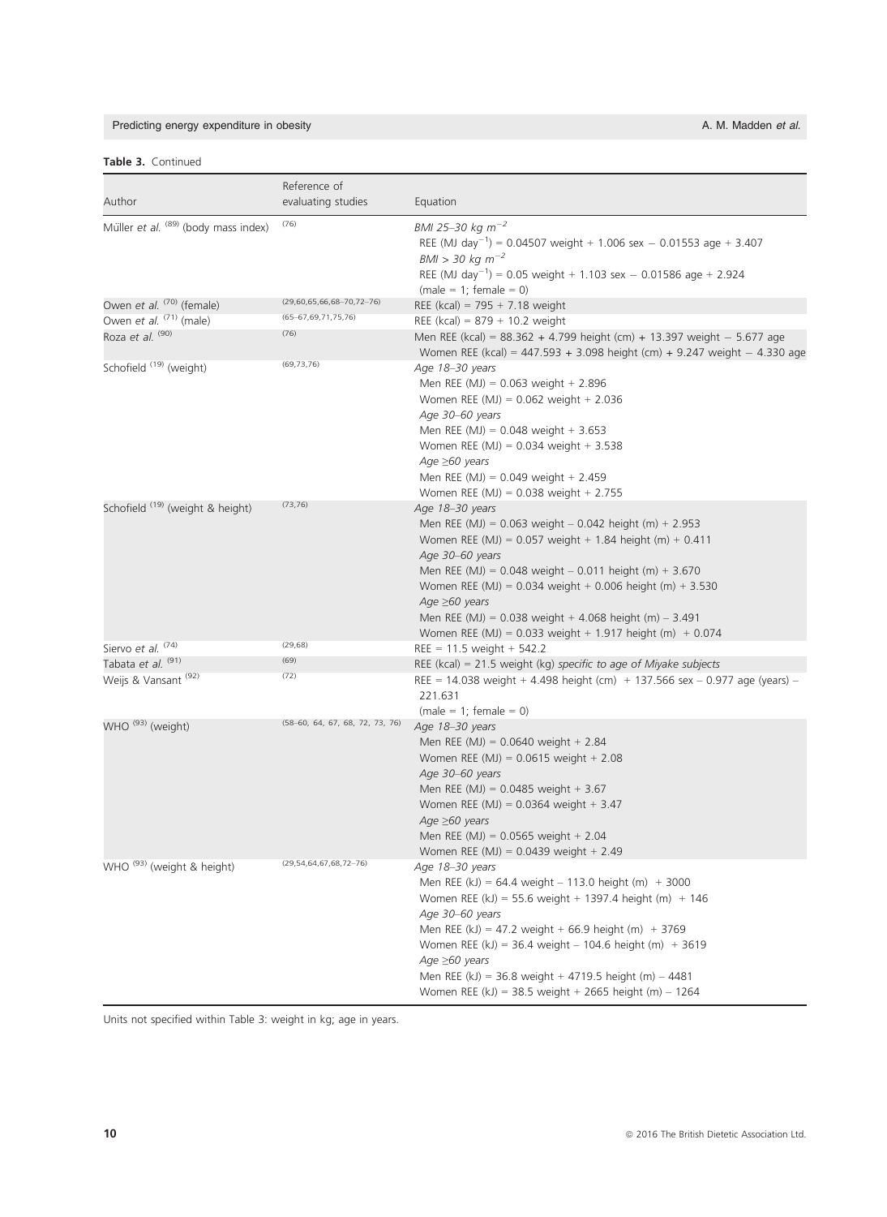**Table 3.** Continued

| Author | Reference of evaluating studies | Equation |
|---|---|---|
| Müller *et al.* [89] (body mass index) | [76] | *BMI 25–30 kg m$^{-2}$*<br>REE (MJ day$^{-1}$) = 0.04507 weight + 1.006 sex − 0.01553 age + 3.407<br>*BMI > 30 kg m$^{-2}$*<br>REE (MJ day$^{-1}$) = 0.05 weight + 1.103 sex − 0.01586 age + 2.924<br>(male = 1; female = 0) |
| Owen *et al.* [70] (female) | [29,60,65,66,68–70,72–76] | REE (kcal) = 795 + 7.18 weight |
| Owen *et al.* [71] (male) | [65–67,69,71,75,76] | REE (kcal) = 879 + 10.2 weight |
| Roza *et al.* [90] | [76] | Men REE (kcal) = 88.362 + 4.799 height (cm) + 13.397 weight − 5.677 age<br>Women REE (kcal) = 447.593 + 3.098 height (cm) + 9.247 weight − 4.330 age |
| Schofield [19] (weight) | [69,73,76] | *Age 18–30 years*<br>Men REE (MJ) = 0.063 weight + 2.896<br>Women REE (MJ) = 0.062 weight + 2.036<br>*Age 30–60 years*<br>Men REE (MJ) = 0.048 weight + 3.653<br>Women REE (MJ) = 0.034 weight + 3.538<br>*Age ≥60 years*<br>Men REE (MJ) = 0.049 weight + 2.459<br>Women REE (MJ) = 0.038 weight + 2.755 |
| Schofield [19] (weight & height) | [73,76] | *Age 18–30 years*<br>Men REE (MJ) = 0.063 weight – 0.042 height (m) + 2.953<br>Women REE (MJ) = 0.057 weight + 1.84 height (m) + 0.411<br>*Age 30–60 years*<br>Men REE (MJ) = 0.048 weight – 0.011 height (m) + 3.670<br>Women REE (MJ) = 0.034 weight + 0.006 height (m) + 3.530<br>*Age ≥60 years*<br>Men REE (MJ) = 0.038 weight + 4.068 height (m) – 3.491<br>Women REE (MJ) = 0.033 weight + 1.917 height (m) + 0.074 |
| Siervo *et al.* [74] | [29,68] | REE = 11.5 weight + 542.2 |
| Tabata *et al.* [91] | [69] | REE (kcal) = 21.5 weight (kg) *specific to age of Miyake subjects* |
| Weijs & Vansant [92] | [72] | REE = 14.038 weight + 4.498 height (cm) + 137.566 sex – 0.977 age (years) – 221.631<br>(male = 1; female = 0) |
| WHO [93] (weight) | [58–60, 64, 67, 68, 72, 73, 76] | *Age 18–30 years*<br>Men REE (MJ) = 0.0640 weight + 2.84<br>Women REE (MJ) = 0.0615 weight + 2.08<br>*Age 30–60 years*<br>Men REE (MJ) = 0.0485 weight + 3.67<br>Women REE (MJ) = 0.0364 weight + 3.47<br>*Age ≥60 years*<br>Men REE (MJ) = 0.0565 weight + 2.04<br>Women REE (MJ) = 0.0439 weight + 2.49 |
| WHO [93] (weight & height) | [29,54,64,67,68,72–76] | *Age 18–30 years*<br>Men REE (kJ) = 64.4 weight – 113.0 height (m) + 3000<br>Women REE (kJ) = 55.6 weight + 1397.4 height (m) + 146<br>*Age 30–60 years*<br>Men REE (kJ) = 47.2 weight + 66.9 height (m) + 3769<br>Women REE (kJ) = 36.4 weight – 104.6 height (m) + 3619<br>*Age ≥60 years*<br>Men REE (kJ) = 36.8 weight + 4719.5 height (m) – 4481<br>Women REE (kJ) = 38.5 weight + 2665 height (m) – 1264 |

Units not specified within Table 3: weight in kg; age in years.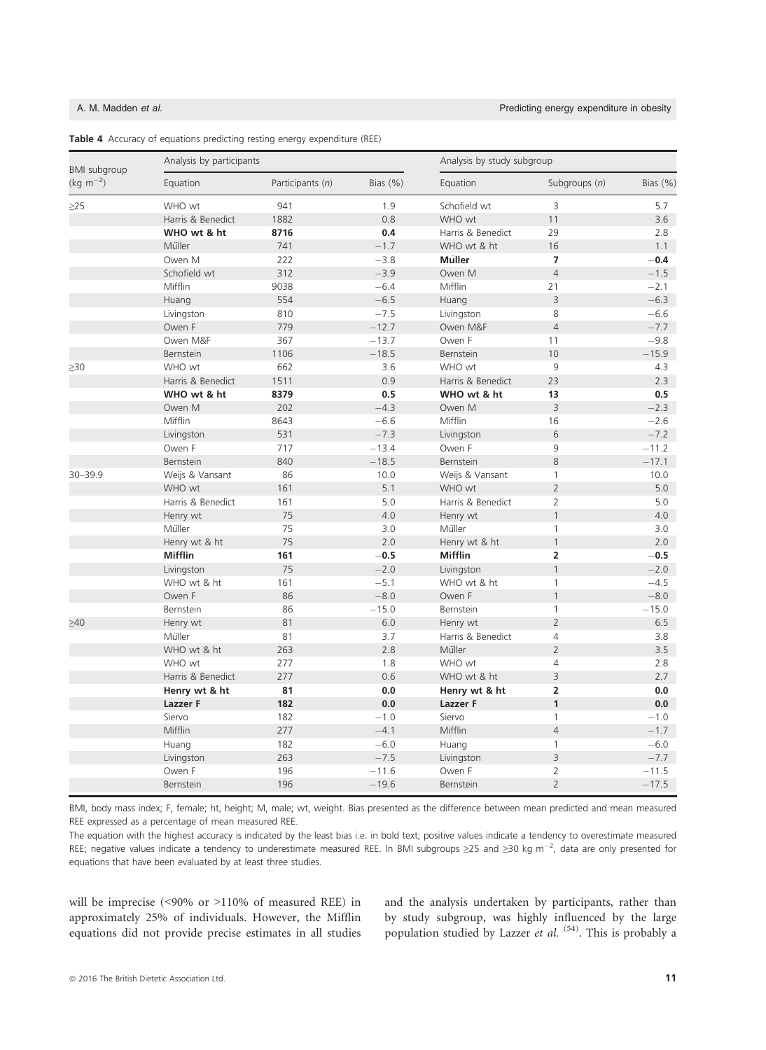**Table 4** Accuracy of equations predicting resting energy expenditure (REE)

| BMI subgroup (kg m$^{-2}$) | Analysis by participants | | | Analysis by study subgroup | | |
|---|---|---|---|---|---|---|
| | Equation | Participants ($n$) | Bias (%) | Equation | Subgroups ($n$) | Bias (%) |
| ≥25 | WHO wt | 941 | 1.9 | Schofield wt | 3 | 5.7 |
| | Harris & Benedict | 1882 | 0.8 | WHO wt | 11 | 3.6 |
| | **WHO wt & ht** | **8716** | **0.4** | Harris & Benedict | 29 | 2.8 |
| | Müller | 741 | −1.7 | WHO wt & ht | 16 | 1.1 |
| | Owen M | 222 | −3.8 | **Müller** | **7** | **−0.4** |
| | Schofield wt | 312 | −3.9 | Owen M | 4 | −1.5 |
| | Mifflin | 9038 | −6.4 | Mifflin | 21 | −2.1 |
| | Huang | 554 | −6.5 | Huang | 3 | −6.3 |
| | Livingston | 810 | −7.5 | Livingston | 8 | −6.6 |
| | Owen F | 779 | −12.7 | Owen M&F | 4 | −7.7 |
| | Owen M&F | 367 | −13.7 | Owen F | 11 | −9.8 |
| | Bernstein | 1106 | −18.5 | Bernstein | 10 | −15.9 |
| ≥30 | WHO wt | 662 | 3.6 | WHO wt | 9 | 4.3 |
| | Harris & Benedict | 1511 | 0.9 | Harris & Benedict | 23 | 2.3 |
| | **WHO wt & ht** | **8379** | **0.5** | **WHO wt & ht** | **13** | **0.5** |
| | Owen M | 202 | −4.3 | Owen M | 3 | −2.3 |
| | Mifflin | 8643 | −6.6 | Mifflin | 16 | −2.6 |
| | Livingston | 531 | −7.3 | Livingston | 6 | −7.2 |
| | Owen F | 717 | −13.4 | Owen F | 9 | −11.2 |
| | Bernstein | 840 | −18.5 | Bernstein | 8 | −17.1 |
| 30–39.9 | Weijs & Vansant | 86 | 10.0 | Weijs & Vansant | 1 | 10.0 |
| | WHO wt | 161 | 5.1 | WHO wt | 2 | 5.0 |
| | Harris & Benedict | 161 | 5.0 | Harris & Benedict | 2 | 5.0 |
| | Henry wt | 75 | 4.0 | Henry wt | 1 | 4.0 |
| | Müller | 75 | 3.0 | Müller | 1 | 3.0 |
| | Henry wt & ht | 75 | 2.0 | Henry wt & ht | 1 | 2.0 |
| | **Mifflin** | **161** | **−0.5** | **Mifflin** | **2** | **−0.5** |
| | Livingston | 75 | −2.0 | Livingston | 1 | −2.0 |
| | WHO wt & ht | 161 | −5.1 | WHO wt & ht | 1 | −4.5 |
| | Owen F | 86 | −8.0 | Owen F | 1 | −8.0 |
| | Bernstein | 86 | −15.0 | Bernstein | 1 | −15.0 |
| ≥40 | Henry wt | 81 | 6.0 | Henry wt | 2 | 6.5 |
| | Müller | 81 | 3.7 | Harris & Benedict | 4 | 3.8 |
| | WHO wt & ht | 263 | 2.8 | Müller | 2 | 3.5 |
| | WHO wt | 277 | 1.8 | WHO wt | 4 | 2.8 |
| | Harris & Benedict | 277 | 0.6 | WHO wt & ht | 3 | 2.7 |
| | **Henry wt & ht** | **81** | **0.0** | **Henry wt & ht** | **2** | **0.0** |
| | **Lazzer F** | **182** | **0.0** | **Lazzer F** | **1** | **0.0** |
| | Siervo | 182 | −1.0 | Siervo | 1 | −1.0 |
| | Mifflin | 277 | −4.1 | Mifflin | 4 | −1.7 |
| | Huang | 182 | −6.0 | Huang | 1 | −6.0 |
| | Livingston | 263 | −7.5 | Livingston | 3 | −7.7 |
| | Owen F | 196 | −11.6 | Owen F | 2 | −11.5 |
| | Bernstein | 196 | −19.6 | Bernstein | 2 | −17.5 |

BMI, body mass index; F, female; ht, height; M, male; wt, weight. Bias presented as the difference between mean predicted and mean measured REE expressed as a percentage of mean measured REE.

The equation with the highest accuracy is indicated by the least bias i.e. in bold text; positive values indicate a tendency to overestimate measured REE; negative values indicate a tendency to underestimate measured REE. In BMI subgroups ≥25 and ≥30 kg m$^{-2}$, data are only presented for equations that have been evaluated by at least three studies.

will be imprecise (<90% or >110% of measured REE) in approximately 25% of individuals. However, the Mifflin equations did not provide precise estimates in all studies and the analysis undertaken by participants, rather than by study subgroup, was highly influenced by the large population studied by Lazzer *et al.* [54]. This is probably a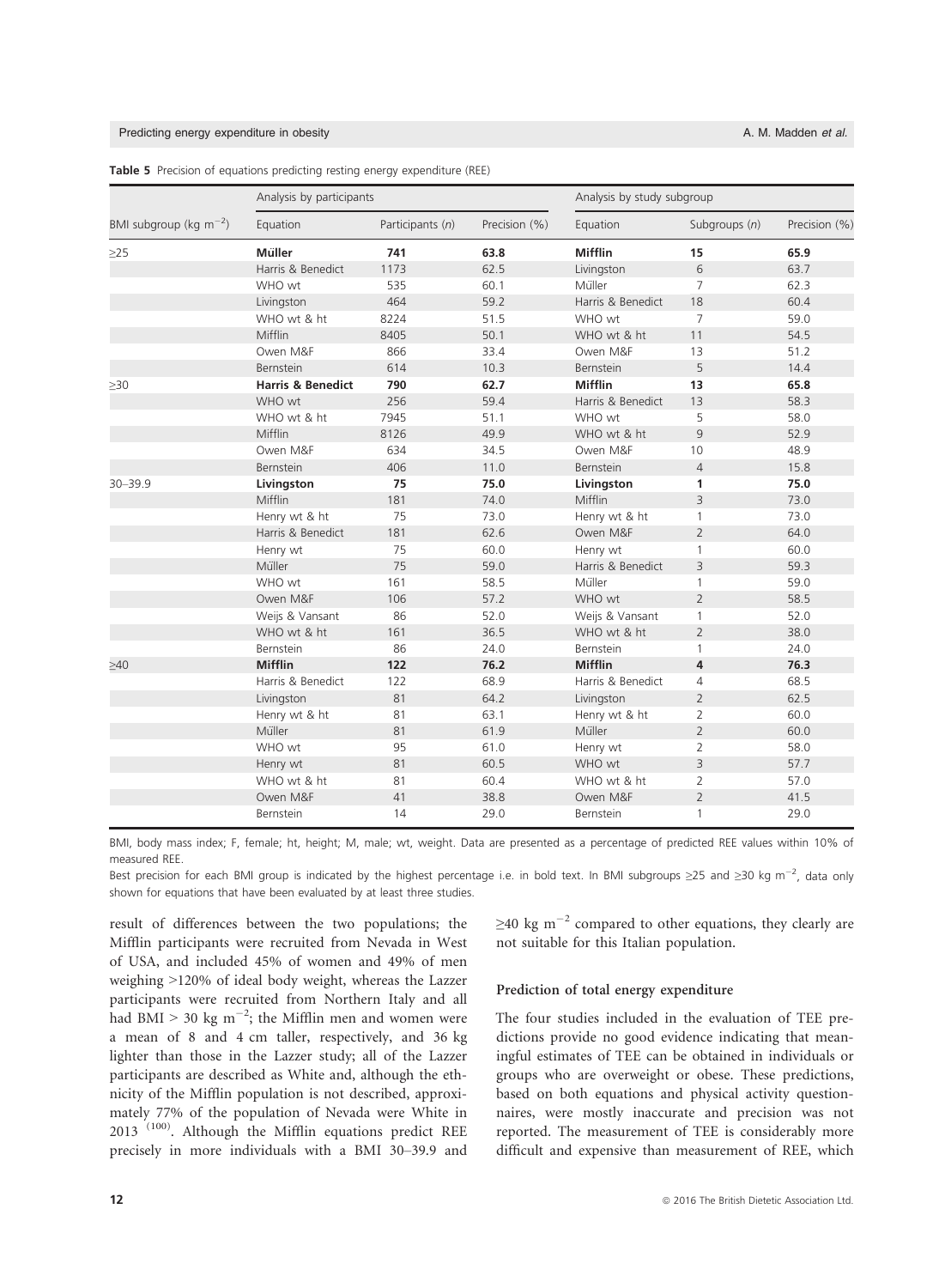**Table 5** Precision of equations predicting resting energy expenditure (REE)

| | Analysis by participants | | | Analysis by study subgroup | | |
|---|---|---|---|---|---|---|
| BMI subgroup (kg $m^{-2}$) | Equation | Participants (*n*) | Precision (%) | Equation | Subgroups (*n*) | Precision (%) |
| ≥25 | **Müller** | **741** | **63.8** | **Mifflin** | **15** | **65.9** |
| | Harris & Benedict | 1173 | 62.5 | Livingston | 6 | 63.7 |
| | WHO wt | 535 | 60.1 | Müller | 7 | 62.3 |
| | Livingston | 464 | 59.2 | Harris & Benedict | 18 | 60.4 |
| | WHO wt & ht | 8224 | 51.5 | WHO wt | 7 | 59.0 |
| | Mifflin | 8405 | 50.1 | WHO wt & ht | 11 | 54.5 |
| | Owen M&F | 866 | 33.4 | Owen M&F | 13 | 51.2 |
| | Bernstein | 614 | 10.3 | Bernstein | 5 | 14.4 |
| ≥30 | **Harris & Benedict** | **790** | **62.7** | **Mifflin** | **13** | **65.8** |
| | WHO wt | 256 | 59.4 | Harris & Benedict | 13 | 58.3 |
| | WHO wt & ht | 7945 | 51.1 | WHO wt | 5 | 58.0 |
| | Mifflin | 8126 | 49.9 | WHO wt & ht | 9 | 52.9 |
| | Owen M&F | 634 | 34.5 | Owen M&F | 10 | 48.9 |
| | Bernstein | 406 | 11.0 | Bernstein | 4 | 15.8 |
| 30–39.9 | **Livingston** | **75** | **75.0** | **Livingston** | **1** | **75.0** |
| | Mifflin | 181 | 74.0 | Mifflin | 3 | 73.0 |
| | Henry wt & ht | 75 | 73.0 | Henry wt & ht | 1 | 73.0 |
| | Harris & Benedict | 181 | 62.6 | Owen M&F | 2 | 64.0 |
| | Henry wt | 75 | 60.0 | Henry wt | 1 | 60.0 |
| | Müller | 75 | 59.0 | Harris & Benedict | 3 | 59.3 |
| | WHO wt | 161 | 58.5 | Müller | 1 | 59.0 |
| | Owen M&F | 106 | 57.2 | WHO wt | 2 | 58.5 |
| | Weijs & Vansant | 86 | 52.0 | Weijs & Vansant | 1 | 52.0 |
| | WHO wt & ht | 161 | 36.5 | WHO wt & ht | 2 | 38.0 |
| | Bernstein | 86 | 24.0 | Bernstein | 1 | 24.0 |
| ≥40 | **Mifflin** | **122** | **76.2** | **Mifflin** | **4** | **76.3** |
| | Harris & Benedict | 122 | 68.9 | Harris & Benedict | 4 | 68.5 |
| | Livingston | 81 | 64.2 | Livingston | 2 | 62.5 |
| | Henry wt & ht | 81 | 63.1 | Henry wt & ht | 2 | 60.0 |
| | Müller | 81 | 61.9 | Müller | 2 | 60.0 |
| | WHO wt | 95 | 61.0 | Henry wt | 2 | 58.0 |
| | Henry wt | 81 | 60.5 | WHO wt | 3 | 57.7 |
| | WHO wt & ht | 81 | 60.4 | WHO wt & ht | 2 | 57.0 |
| | Owen M&F | 41 | 38.8 | Owen M&F | 2 | 41.5 |
| | Bernstein | 14 | 29.0 | Bernstein | 1 | 29.0 |

BMI, body mass index; F, female; ht, height; M, male; wt, weight. Data are presented as a percentage of predicted REE values within 10% of measured REE.

Best precision for each BMI group is indicated by the highest percentage i.e. in bold text. In BMI subgroups ≥25 and ≥30 kg $m^{-2}$, data only shown for equations that have been evaluated by at least three studies.

result of differences between the two populations; the Mifflin participants were recruited from Nevada in West of USA, and included 45% of women and 49% of men weighing >120% of ideal body weight, whereas the Lazzer participants were recruited from Northern Italy and all had BMI > 30 kg $m^{-2}$; the Mifflin men and women were a mean of 8 and 4 cm taller, respectively, and 36 kg lighter than those in the Lazzer study; all of the Lazzer participants are described as White and, although the ethnicity of the Mifflin population is not described, approximately 77% of the population of Nevada were White in 2013 [100]. Although the Mifflin equations predict REE precisely in more individuals with a BMI 30–39.9 and ≥40 kg $m^{-2}$ compared to other equations, they clearly are not suitable for this Italian population.

### Prediction of total energy expenditure

The four studies included in the evaluation of TEE predictions provide no good evidence indicating that meaningful estimates of TEE can be obtained in individuals or groups who are overweight or obese. These predictions, based on both equations and physical activity questionnaires, were mostly inaccurate and precision was not reported. The measurement of TEE is considerably more difficult and expensive than measurement of REE, which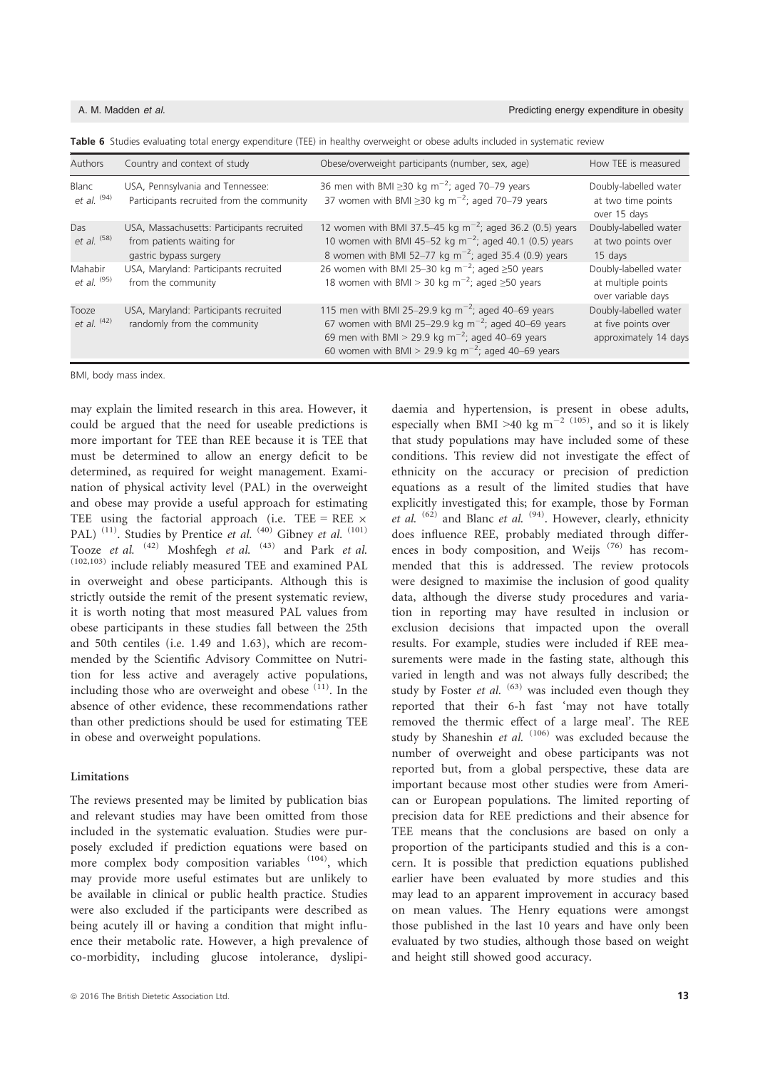**Table 6** Studies evaluating total energy expenditure (TEE) in healthy overweight or obese adults included in systematic review

| Authors | Country and context of study | Obese/overweight participants (number, sex, age) | How TEE is measured |
|---|---|---|---|
| Blanc *et al.* [94] | USA, Pennsylvania and Tennessee: Participants recruited from the community | 36 men with BMI ≥30 kg $m^{-2}$; aged 70–79 years<br>37 women with BMI ≥30 kg $m^{-2}$; aged 70–79 years | Doubly-labelled water at two time points over 15 days |
| Das *et al.* [58] | USA, Massachusetts: Participants recruited from patients waiting for gastric bypass surgery | 12 women with BMI 37.5–45 kg $m^{-2}$; aged 36.2 (0.5) years<br>10 women with BMI 45–52 kg $m^{-2}$; aged 40.1 (0.5) years<br>8 women with BMI 52–77 kg $m^{-2}$; aged 35.4 (0.9) years | Doubly-labelled water at two points over 15 days |
| Mahabir *et al.* [95] | USA, Maryland: Participants recruited from the community | 26 women with BMI 25–30 kg $m^{-2}$; aged ≥50 years<br>18 women with BMI > 30 kg $m^{-2}$; aged ≥50 years | Doubly-labelled water at multiple points over variable days |
| Tooze *et al.* [42] | USA, Maryland: Participants recruited randomly from the community | 115 men with BMI 25–29.9 kg $m^{-2}$; aged 40–69 years<br>67 women with BMI 25–29.9 kg $m^{-2}$; aged 40–69 years<br>69 men with BMI > 29.9 kg $m^{-2}$; aged 40–69 years<br>60 women with BMI > 29.9 kg $m^{-2}$; aged 40–69 years | Doubly-labelled water at five points over approximately 14 days |

BMI, body mass index.

may explain the limited research in this area. However, it could be argued that the need for useable predictions is more important for TEE than REE because it is TEE that must be determined to allow an energy deficit to be determined, as required for weight management. Examination of physical activity level (PAL) in the overweight and obese may provide a useful approach for estimating TEE using the factorial approach (i.e. TEE = REE × PAL) [11]. Studies by Prentice *et al.* [40] Gibney *et al.* [101] Tooze *et al.* [42] Moshfegh *et al.* [43] and Park *et al.* [102,103] include reliably measured TEE and examined PAL in overweight and obese participants. Although this is strictly outside the remit of the present systematic review, it is worth noting that most measured PAL values from obese participants in these studies fall between the 25th and 50th centiles (i.e. 1.49 and 1.63), which are recommended by the Scientific Advisory Committee on Nutrition for less active and averagely active populations, including those who are overweight and obese [11]. In the absence of other evidence, these recommendations rather than other predictions should be used for estimating TEE in obese and overweight populations.

### Limitations

The reviews presented may be limited by publication bias and relevant studies may have been omitted from those included in the systematic evaluation. Studies were purposely excluded if prediction equations were based on more complex body composition variables [104], which may provide more useful estimates but are unlikely to be available in clinical or public health practice. Studies were also excluded if the participants were described as being acutely ill or having a condition that might influence their metabolic rate. However, a high prevalence of co-morbidity, including glucose intolerance, dyslipidaemia and hypertension, is present in obese adults, especially when BMI >40 kg $m^{-2}$ [105], and so it is likely that study populations may have included some of these conditions. This review did not investigate the effect of ethnicity on the accuracy or precision of prediction equations as a result of the limited studies that have explicitly investigated this; for example, those by Forman *et al.* [62] and Blanc *et al.* [94]. However, clearly, ethnicity does influence REE, probably mediated through differences in body composition, and Weijs [76] has recommended that this is addressed. The review protocols were designed to maximise the inclusion of good quality data, although the diverse study procedures and variation in reporting may have resulted in inclusion or exclusion decisions that impacted upon the overall results. For example, studies were included if REE measurements were made in the fasting state, although this varied in length and was not always fully described; the study by Foster *et al.* [63] was included even though they reported that their 6-h fast 'may not have totally removed the thermic effect of a large meal'. The REE study by Shaneshin *et al.* [106] was excluded because the number of overweight and obese participants was not reported but, from a global perspective, these data are important because most other studies were from American or European populations. The limited reporting of precision data for REE predictions and their absence for TEE means that the conclusions are based on only a proportion of the participants studied and this is a concern. It is possible that prediction equations published earlier have been evaluated by more studies and this may lead to an apparent improvement in accuracy based on mean values. The Henry equations were amongst those published in the last 10 years and have only been evaluated by two studies, although those based on weight and height still showed good accuracy.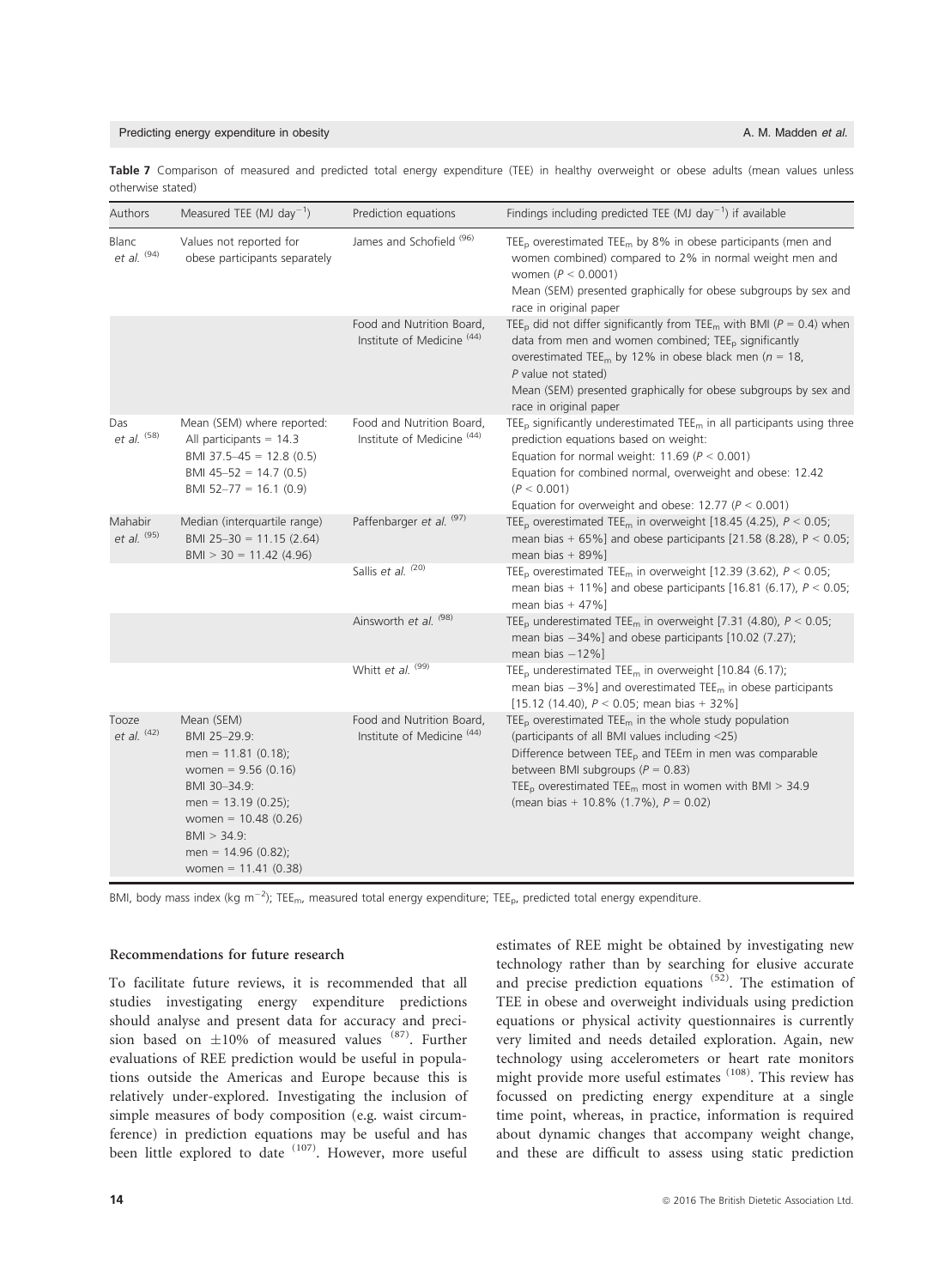**Table 7** Comparison of measured and predicted total energy expenditure (TEE) in healthy overweight or obese adults (mean values unless otherwise stated)

| Authors | Measured TEE (MJ day$^{-1}$) | Prediction equations | Findings including predicted TEE (MJ day$^{-1}$) if available |
|---|---|---|---|
| Blanc *et al.* [94] | Values not reported for obese participants separately | James and Schofield [96] | $TEE_p$ overestimated $TEE_m$ by 8% in obese participants (men and women combined) compared to 2% in normal weight men and women ($P < 0.0001$) Mean (SEM) presented graphically for obese subgroups by sex and race in original paper |
| | | Food and Nutrition Board, Institute of Medicine [44] | $TEE_p$ did not differ significantly from $TEE_m$ with BMI ($P = 0.4$) when data from men and women combined; $TEE_p$ significantly overestimated $TEE_m$ by 12% in obese black men ($n = 18$, *P* value not stated) Mean (SEM) presented graphically for obese subgroups by sex and race in original paper |
| Das *et al.* [58] | Mean (SEM) where reported: All participants = 14.3 BMI 37.5–45 = 12.8 (0.5) BMI 45–52 = 14.7 (0.5) BMI 52–77 = 16.1 (0.9) | Food and Nutrition Board, Institute of Medicine [44] | $TEE_p$ significantly underestimated $TEE_m$ in all participants using three prediction equations based on weight: Equation for normal weight: 11.69 ($P < 0.001$) Equation for combined normal, overweight and obese: 12.42 ($P < 0.001$) Equation for overweight and obese: 12.77 ($P < 0.001$) |
| Mahabir *et al.* [95] | Median (interquartile range) BMI 25–30 = 11.15 (2.64) BMI > 30 = 11.42 (4.96) | Paffenbarger *et al.* [97] | $TEE_p$ overestimated $TEE_m$ in overweight [18.45 (4.25), $P < 0.05$; mean bias + 65%] and obese participants [21.58 (8.28), $P < 0.05$; mean bias + 89%] |
| | | Sallis *et al.* [20] | $TEE_p$ overestimated $TEE_m$ in overweight [12.39 (3.62), $P < 0.05$; mean bias + 11%] and obese participants [16.81 (6.17), $P < 0.05$; mean bias + 47%] |
| | | Ainsworth *et al.* [98] | $TEE_p$ underestimated $TEE_m$ in overweight [7.31 (4.80), $P < 0.05$; mean bias −34%] and obese participants [10.02 (7.27); mean bias −12%] |
| | | Whitt *et al.* [99] | $TEE_p$ underestimated $TEE_m$ in overweight [10.84 (6.17); mean bias −3%] and overestimated $TEE_m$ in obese participants [15.12 (14.40), $P < 0.05$; mean bias + 32%] |
| Tooze *et al.* [42] | Mean (SEM) BMI 25–29.9: men = 11.81 (0.18); women = 9.56 (0.16) BMI 30–34.9: men = 13.19 (0.25); women = 10.48 (0.26) BMI > 34.9: men = 14.96 (0.82); women = 11.41 (0.38) | Food and Nutrition Board, Institute of Medicine [44] | $TEE_p$ overestimated $TEE_m$ in the whole study population (participants of all BMI values including <25) Difference between $TEE_p$ and TEEm in men was comparable between BMI subgroups ($P = 0.83$) $TEE_p$ overestimated $TEE_m$ most in women with BMI > 34.9 (mean bias + 10.8% (1.7%), $P = 0.02$) |

BMI, body mass index (kg m$^{-2}$); $TEE_m$, measured total energy expenditure; $TEE_p$, predicted total energy expenditure.

### Recommendations for future research

To facilitate future reviews, it is recommended that all studies investigating energy expenditure predictions should analyse and present data for accuracy and precision based on ±10% of measured values [87]. Further evaluations of REE prediction would be useful in populations outside the Americas and Europe because this is relatively under-explored. Investigating the inclusion of simple measures of body composition (e.g. waist circumference) in prediction equations may be useful and has been little explored to date [107]. However, more useful estimates of REE might be obtained by investigating new technology rather than by searching for elusive accurate and precise prediction equations [52]. The estimation of TEE in obese and overweight individuals using prediction equations or physical activity questionnaires is currently very limited and needs detailed exploration. Again, new technology using accelerometers or heart rate monitors might provide more useful estimates [108]. This review has focussed on predicting energy expenditure at a single time point, whereas, in practice, information is required about dynamic changes that accompany weight change, and these are difficult to assess using static prediction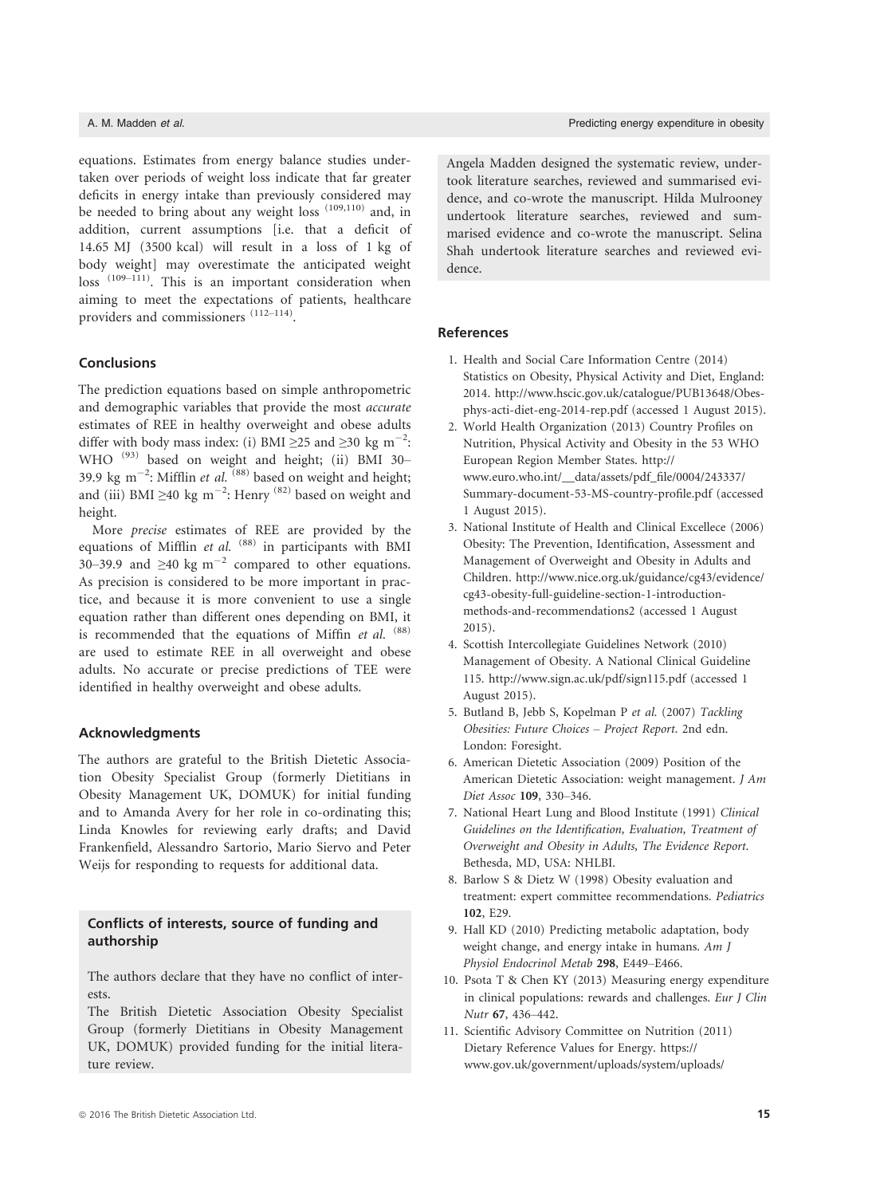equations. Estimates from energy balance studies undertaken over periods of weight loss indicate that far greater deficits in energy intake than previously considered may be needed to bring about any weight loss [109,110] and, in addition, current assumptions [i.e. that a deficit of 14.65 MJ (3500 kcal) will result in a loss of 1 kg of body weight] may overestimate the anticipated weight loss [109–111]. This is an important consideration when aiming to meet the expectations of patients, healthcare providers and commissioners [112–114].

## Conclusions

The prediction equations based on simple anthropometric and demographic variables that provide the most *accurate* estimates of REE in healthy overweight and obese adults differ with body mass index: (i) BMI ≥25 and ≥30 kg m$^{-2}$: WHO [93] based on weight and height; (ii) BMI 30–39.9 kg m$^{-2}$: Mifflin *et al.* [88] based on weight and height; and (iii) BMI ≥40 kg m$^{-2}$: Henry [82] based on weight and height.

More *precise* estimates of REE are provided by the equations of Mifflin *et al.* [88] in participants with BMI 30–39.9 and ≥40 kg m$^{-2}$ compared to other equations. As precision is considered to be more important in practice, and because it is more convenient to use a single equation rather than different ones depending on BMI, it is recommended that the equations of Mifflin *et al.* [88] are used to estimate REE in all overweight and obese adults. No accurate or precise predictions of TEE were identified in healthy overweight and obese adults.

## Acknowledgments

The authors are grateful to the British Dietetic Association Obesity Specialist Group (formerly Dietitians in Obesity Management UK, DOMUK) for initial funding and to Amanda Avery for her role in co-ordinating this; Linda Knowles for reviewing early drafts; and David Frankenfield, Alessandro Sartorio, Mario Siervo and Peter Weijs for responding to requests for additional data.

## Conflicts of interests, source of funding and authorship

The authors declare that they have no conflict of interests.

The British Dietetic Association Obesity Specialist Group (formerly Dietitians in Obesity Management UK, DOMUK) provided funding for the initial literature review.

Angela Madden designed the systematic review, undertook literature searches, reviewed and summarised evidence, and co-wrote the manuscript. Hilda Mulrooney undertook literature searches, reviewed and summarised evidence and co-wrote the manuscript. Selina Shah undertook literature searches and reviewed evidence.

## References

1. Health and Social Care Information Centre (2014) Statistics on Obesity, Physical Activity and Diet, England: 2014. http://www.hscic.gov.uk/catalogue/PUB13648/Obes-phys-acti-diet-eng-2014-rep.pdf (accessed 1 August 2015).
2. World Health Organization (2013) Country Profiles on Nutrition, Physical Activity and Obesity in the 53 WHO European Region Member States. http://www.euro.who.int/__data/assets/pdf_file/0004/243337/Summary-document-53-MS-country-profile.pdf (accessed 1 August 2015).
3. National Institute of Health and Clinical Excellece (2006) Obesity: The Prevention, Identification, Assessment and Management of Overweight and Obesity in Adults and Children. http://www.nice.org.uk/guidance/cg43/evidence/cg43-obesity-full-guideline-section-1-introduction-methods-and-recommendations2 (accessed 1 August 2015).
4. Scottish Intercollegiate Guidelines Network (2010) Management of Obesity. A National Clinical Guideline 115. http://www.sign.ac.uk/pdf/sign115.pdf (accessed 1 August 2015).
5. Butland B, Jebb S, Kopelman P *et al.* (2007) *Tackling Obesities: Future Choices – Project Report*. 2nd edn. London: Foresight.
6. American Dietetic Association (2009) Position of the American Dietetic Association: weight management. *J Am Diet Assoc* **109**, 330–346.
7. National Heart Lung and Blood Institute (1991) *Clinical Guidelines on the Identification, Evaluation, Treatment of Overweight and Obesity in Adults, The Evidence Report*. Bethesda, MD, USA: NHLBI.
8. Barlow S & Dietz W (1998) Obesity evaluation and treatment: expert committee recommendations. *Pediatrics* **102**, E29.
9. Hall KD (2010) Predicting metabolic adaptation, body weight change, and energy intake in humans. *Am J Physiol Endocrinol Metab* **298**, E449–E466.
10. Psota T & Chen KY (2013) Measuring energy expenditure in clinical populations: rewards and challenges. *Eur J Clin Nutr* **67**, 436–442.
11. Scientific Advisory Committee on Nutrition (2011) Dietary Reference Values for Energy. https://www.gov.uk/government/uploads/system/uploads/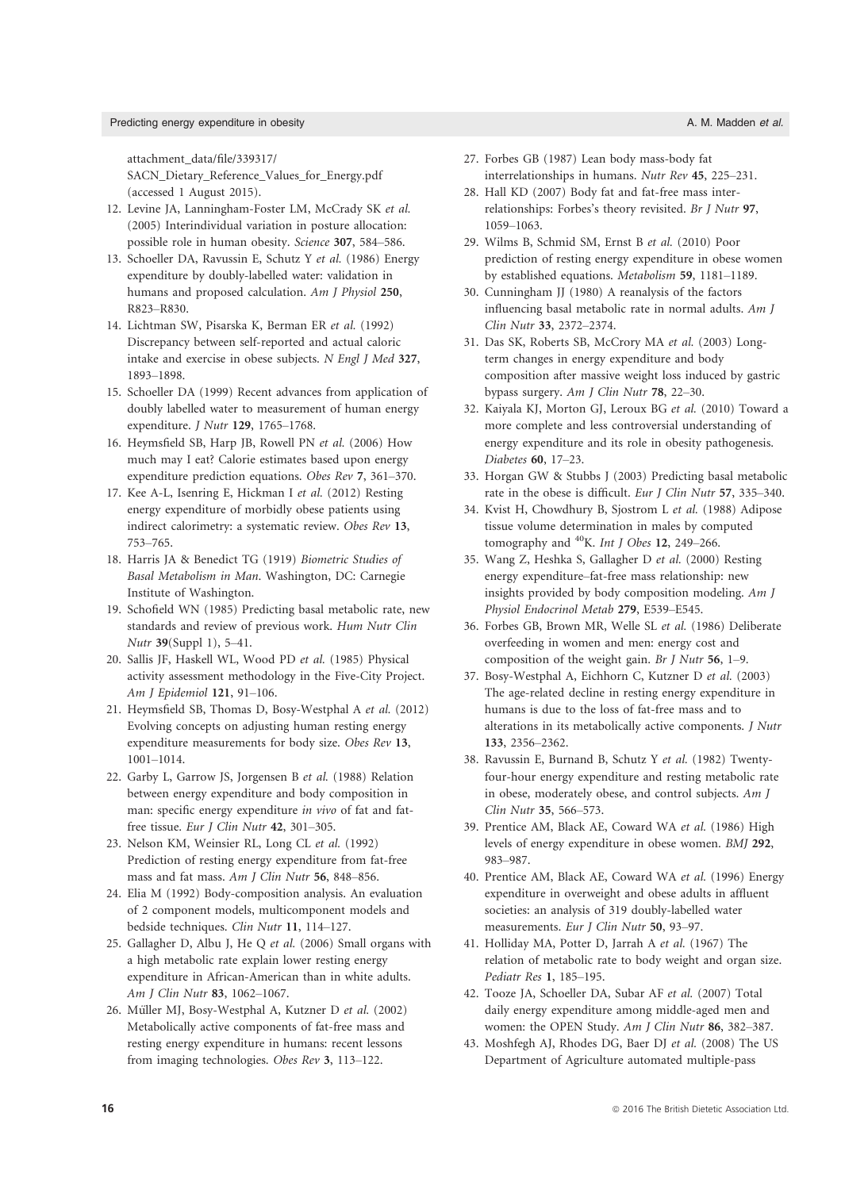attachment_data/file/339317/SACN_Dietary_Reference_Values_for_Energy.pdf (accessed 1 August 2015).

12. Levine JA, Lanningham-Foster LM, McCrady SK *et al.* (2005) Interindividual variation in posture allocation: possible role in human obesity. *Science* **307**, 584–586.
13. Schoeller DA, Ravussin E, Schutz Y *et al.* (1986) Energy expenditure by doubly-labelled water: validation in humans and proposed calculation. *Am J Physiol* **250**, R823–R830.
14. Lichtman SW, Pisarska K, Berman ER *et al.* (1992) Discrepancy between self-reported and actual caloric intake and exercise in obese subjects. *N Engl J Med* **327**, 1893–1898.
15. Schoeller DA (1999) Recent advances from application of doubly labelled water to measurement of human energy expenditure. *J Nutr* **129**, 1765–1768.
16. Heymsfield SB, Harp JB, Rowell PN *et al.* (2006) How much may I eat? Calorie estimates based upon energy expenditure prediction equations. *Obes Rev* **7**, 361–370.
17. Kee A-L, Isenring E, Hickman I *et al.* (2012) Resting energy expenditure of morbidly obese patients using indirect calorimetry: a systematic review. *Obes Rev* **13**, 753–765.
18. Harris JA & Benedict TG (1919) *Biometric Studies of Basal Metabolism in Man*. Washington, DC: Carnegie Institute of Washington.
19. Schofield WN (1985) Predicting basal metabolic rate, new standards and review of previous work. *Hum Nutr Clin Nutr* **39**(Suppl 1), 5–41.
20. Sallis JF, Haskell WL, Wood PD *et al.* (1985) Physical activity assessment methodology in the Five-City Project. *Am J Epidemiol* **121**, 91–106.
21. Heymsfield SB, Thomas D, Bosy-Westphal A *et al.* (2012) Evolving concepts on adjusting human resting energy expenditure measurements for body size. *Obes Rev* **13**, 1001–1014.
22. Garby L, Garrow JS, Jorgensen B *et al.* (1988) Relation between energy expenditure and body composition in man: specific energy expenditure *in vivo* of fat and fat-free tissue. *Eur J Clin Nutr* **42**, 301–305.
23. Nelson KM, Weinsier RL, Long CL *et al.* (1992) Prediction of resting energy expenditure from fat-free mass and fat mass. *Am J Clin Nutr* **56**, 848–856.
24. Elia M (1992) Body-composition analysis. An evaluation of 2 component models, multicomponent models and bedside techniques. *Clin Nutr* **11**, 114–127.
25. Gallagher D, Albu J, He Q *et al.* (2006) Small organs with a high metabolic rate explain lower resting energy expenditure in African-American than in white adults. *Am J Clin Nutr* **83**, 1062–1067.
26. Müller MJ, Bosy-Westphal A, Kutzner D *et al.* (2002) Metabolically active components of fat-free mass and resting energy expenditure in humans: recent lessons from imaging technologies. *Obes Rev* **3**, 113–122.
27. Forbes GB (1987) Lean body mass-body fat interrelationships in humans. *Nutr Rev* **45**, 225–231.
28. Hall KD (2007) Body fat and fat-free mass inter-relationships: Forbes's theory revisited. *Br J Nutr* **97**, 1059–1063.
29. Wilms B, Schmid SM, Ernst B *et al.* (2010) Poor prediction of resting energy expenditure in obese women by established equations. *Metabolism* **59**, 1181–1189.
30. Cunningham JJ (1980) A reanalysis of the factors influencing basal metabolic rate in normal adults. *Am J Clin Nutr* **33**, 2372–2374.
31. Das SK, Roberts SB, McCrory MA *et al.* (2003) Long-term changes in energy expenditure and body composition after massive weight loss induced by gastric bypass surgery. *Am J Clin Nutr* **78**, 22–30.
32. Kaiyala KJ, Morton GJ, Leroux BG *et al.* (2010) Toward a more complete and less controversial understanding of energy expenditure and its role in obesity pathogenesis. *Diabetes* **60**, 17–23.
33. Horgan GW & Stubbs J (2003) Predicting basal metabolic rate in the obese is difficult. *Eur J Clin Nutr* **57**, 335–340.
34. Kvist H, Chowdhury B, Sjostrom L *et al.* (1988) Adipose tissue volume determination in males by computed tomography and $^{40}$K. *Int J Obes* **12**, 249–266.
35. Wang Z, Heshka S, Gallagher D *et al.* (2000) Resting energy expenditure–fat-free mass relationship: new insights provided by body composition modeling. *Am J Physiol Endocrinol Metab* **279**, E539–E545.
36. Forbes GB, Brown MR, Welle SL *et al.* (1986) Deliberate overfeeding in women and men: energy cost and composition of the weight gain. *Br J Nutr* **56**, 1–9.
37. Bosy-Westphal A, Eichhorn C, Kutzner D *et al.* (2003) The age-related decline in resting energy expenditure in humans is due to the loss of fat-free mass and to alterations in its metabolically active components. *J Nutr* **133**, 2356–2362.
38. Ravussin E, Burnand B, Schutz Y *et al.* (1982) Twenty-four-hour energy expenditure and resting metabolic rate in obese, moderately obese, and control subjects. *Am J Clin Nutr* **35**, 566–573.
39. Prentice AM, Black AE, Coward WA *et al.* (1986) High levels of energy expenditure in obese women. *BMJ* **292**, 983–987.
40. Prentice AM, Black AE, Coward WA *et al.* (1996) Energy expenditure in overweight and obese adults in affluent societies: an analysis of 319 doubly-labelled water measurements. *Eur J Clin Nutr* **50**, 93–97.
41. Holliday MA, Potter D, Jarrah A *et al.* (1967) The relation of metabolic rate to body weight and organ size. *Pediatr Res* **1**, 185–195.
42. Tooze JA, Schoeller DA, Subar AF *et al.* (2007) Total daily energy expenditure among middle-aged men and women: the OPEN Study. *Am J Clin Nutr* **86**, 382–387.
43. Moshfegh AJ, Rhodes DG, Baer DJ *et al.* (2008) The US Department of Agriculture automated multiple-pass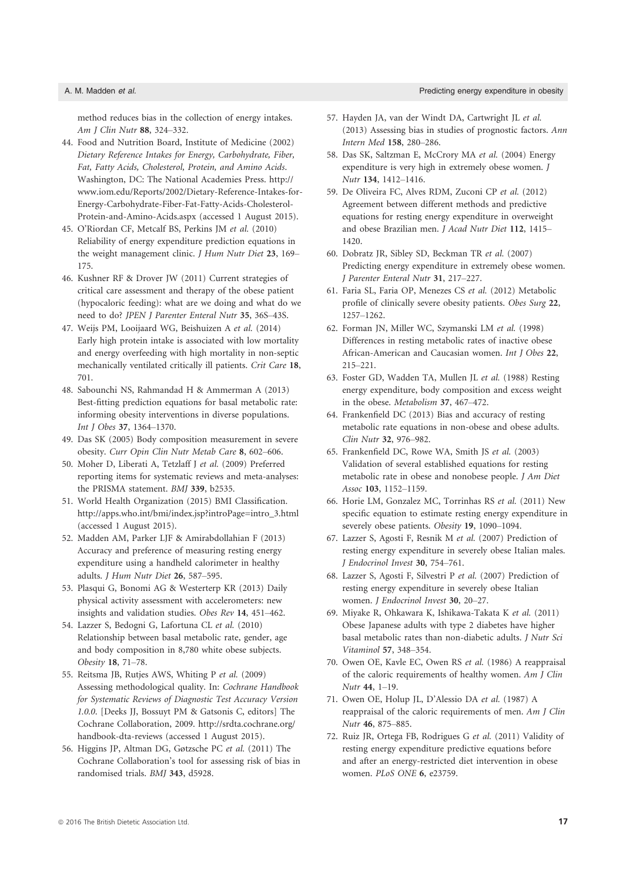method reduces bias in the collection of energy intakes. *Am J Clin Nutr* **88**, 324–332.

44. Food and Nutrition Board, Institute of Medicine (2002) *Dietary Reference Intakes for Energy, Carbohydrate, Fiber, Fat, Fatty Acids, Cholesterol, Protein, and Amino Acids*. Washington, DC: The National Academies Press. http://www.iom.edu/Reports/2002/Dietary-Reference-Intakes-for-Energy-Carbohydrate-Fiber-Fat-Fatty-Acids-Cholesterol-Protein-and-Amino-Acids.aspx (accessed 1 August 2015).
45. O'Riordan CF, Metcalf BS, Perkins JM *et al.* (2010) Reliability of energy expenditure prediction equations in the weight management clinic. *J Hum Nutr Diet* **23**, 169–175.
46. Kushner RF & Drover JW (2011) Current strategies of critical care assessment and therapy of the obese patient (hypocaloric feeding): what are we doing and what do we need to do? *JPEN J Parenter Enteral Nutr* **35**, 36S–43S.
47. Weijs PM, Looijaard WG, Beishuizen A *et al.* (2014) Early high protein intake is associated with low mortality and energy overfeeding with high mortality in non-septic mechanically ventilated critically ill patients. *Crit Care* **18**, 701.
48. Sabounchi NS, Rahmandad H & Ammerman A (2013) Best-fitting prediction equations for basal metabolic rate: informing obesity interventions in diverse populations. *Int J Obes* **37**, 1364–1370.
49. Das SK (2005) Body composition measurement in severe obesity. *Curr Opin Clin Nutr Metab Care* **8**, 602–606.
50. Moher D, Liberati A, Tetzlaff J *et al.* (2009) Preferred reporting items for systematic reviews and meta-analyses: the PRISMA statement. *BMJ* **339**, b2535.
51. World Health Organization (2015) BMI Classification. http://apps.who.int/bmi/index.jsp?introPage=intro_3.html (accessed 1 August 2015).
52. Madden AM, Parker LJF & Amirabdollahian F (2013) Accuracy and preference of measuring resting energy expenditure using a handheld calorimeter in healthy adults. *J Hum Nutr Diet* **26**, 587–595.
53. Plasqui G, Bonomi AG & Westerterp KR (2013) Daily physical activity assessment with accelerometers: new insights and validation studies. *Obes Rev* **14**, 451–462.
54. Lazzer S, Bedogni G, Lafortuna CL *et al.* (2010) Relationship between basal metabolic rate, gender, age and body composition in 8,780 white obese subjects. *Obesity* **18**, 71–78.
55. Reitsma JB, Rutjes AWS, Whiting P *et al.* (2009) Assessing methodological quality. In: *Cochrane Handbook for Systematic Reviews of Diagnostic Test Accuracy Version 1.0.0*. [Deeks JJ, Bossuyt PM & Gatsonis C, editors] The Cochrane Collaboration, 2009. http://srdta.cochrane.org/handbook-dta-reviews (accessed 1 August 2015).
56. Higgins JP, Altman DG, Gøtzsche PC *et al.* (2011) The Cochrane Collaboration's tool for assessing risk of bias in randomised trials. *BMJ* **343**, d5928.
57. Hayden JA, van der Windt DA, Cartwright JL *et al.* (2013) Assessing bias in studies of prognostic factors. *Ann Intern Med* **158**, 280–286.
58. Das SK, Saltzman E, McCrory MA *et al.* (2004) Energy expenditure is very high in extremely obese women. *J Nutr* **134**, 1412–1416.
59. De Oliveira FC, Alves RDM, Zuconi CP *et al.* (2012) Agreement between different methods and predictive equations for resting energy expenditure in overweight and obese Brazilian men. *J Acad Nutr Diet* **112**, 1415–1420.
60. Dobratz JR, Sibley SD, Beckman TR *et al.* (2007) Predicting energy expenditure in extremely obese women. *J Parenter Enteral Nutr* **31**, 217–227.
61. Faria SL, Faria OP, Menezes CS *et al.* (2012) Metabolic profile of clinically severe obesity patients. *Obes Surg* **22**, 1257–1262.
62. Forman JN, Miller WC, Szymanski LM *et al.* (1998) Differences in resting metabolic rates of inactive obese African-American and Caucasian women. *Int J Obes* **22**, 215–221.
63. Foster GD, Wadden TA, Mullen JL *et al.* (1988) Resting energy expenditure, body composition and excess weight in the obese. *Metabolism* **37**, 467–472.
64. Frankenfield DC (2013) Bias and accuracy of resting metabolic rate equations in non-obese and obese adults. *Clin Nutr* **32**, 976–982.
65. Frankenfield DC, Rowe WA, Smith JS *et al.* (2003) Validation of several established equations for resting metabolic rate in obese and nonobese people. *J Am Diet Assoc* **103**, 1152–1159.
66. Horie LM, Gonzalez MC, Torrinhas RS *et al.* (2011) New specific equation to estimate resting energy expenditure in severely obese patients. *Obesity* **19**, 1090–1094.
67. Lazzer S, Agosti F, Resnik M *et al.* (2007) Prediction of resting energy expenditure in severely obese Italian males. *J Endocrinol Invest* **30**, 754–761.
68. Lazzer S, Agosti F, Silvestri P *et al.* (2007) Prediction of resting energy expenditure in severely obese Italian women. *J Endocrinol Invest* **30**, 20–27.
69. Miyake R, Ohkawara K, Ishikawa-Takata K *et al.* (2011) Obese Japanese adults with type 2 diabetes have higher basal metabolic rates than non-diabetic adults. *J Nutr Sci Vitaminol* **57**, 348–354.
70. Owen OE, Kavle EC, Owen RS *et al.* (1986) A reappraisal of the caloric requirements of healthy women. *Am J Clin Nutr* **44**, 1–19.
71. Owen OE, Holup JL, D'Alessio DA *et al.* (1987) A reappraisal of the caloric requirements of men. *Am J Clin Nutr* **46**, 875–885.
72. Ruiz JR, Ortega FB, Rodrigues G *et al.* (2011) Validity of resting energy expenditure predictive equations before and after an energy-restricted diet intervention in obese women. *PLoS ONE* **6**, e23759.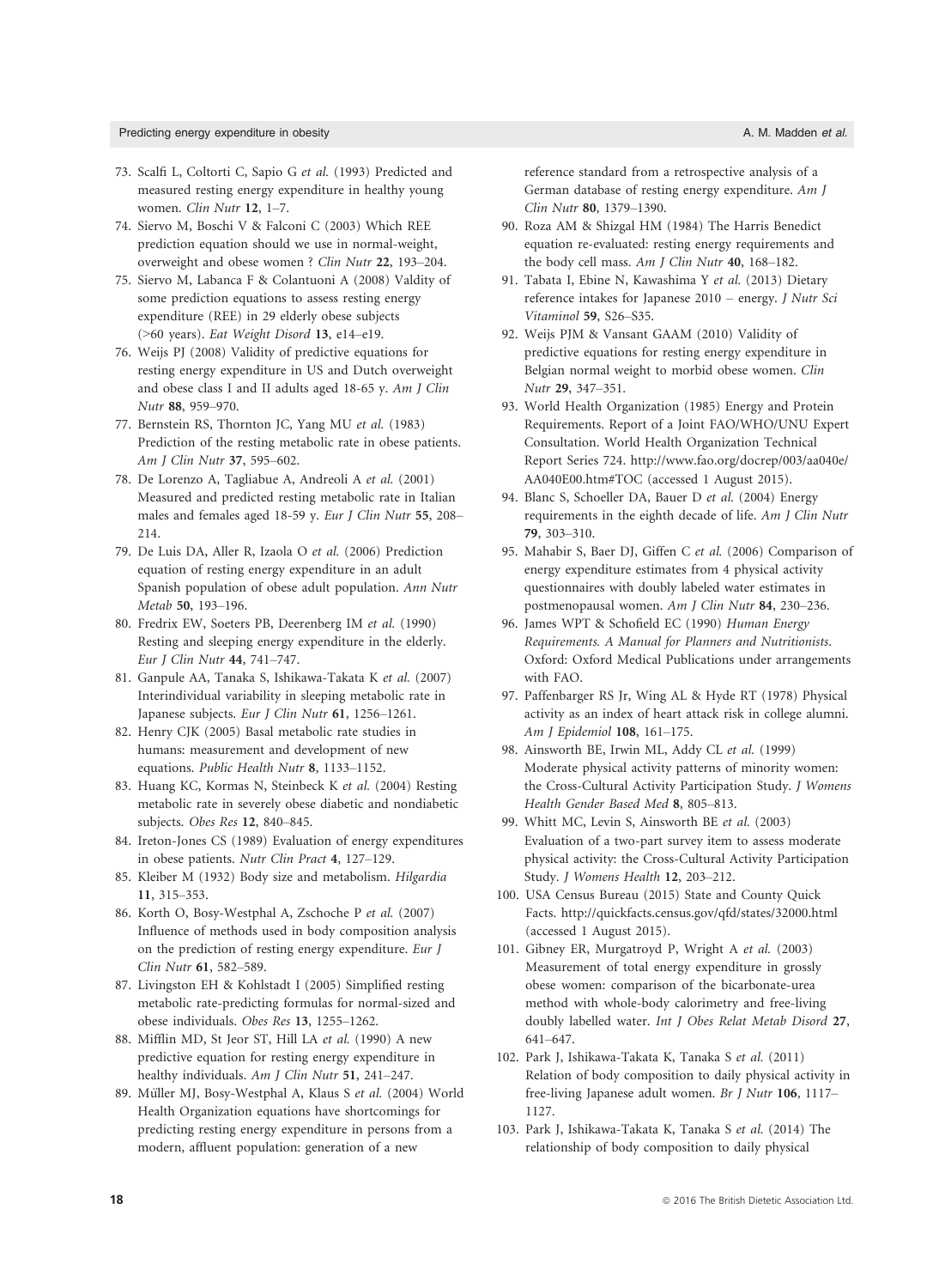73. Scalfi L, Coltorti C, Sapio G *et al.* (1993) Predicted and measured resting energy expenditure in healthy young women. *Clin Nutr* **12**, 1–7.
74. Siervo M, Boschi V & Falconi C (2003) Which REE prediction equation should we use in normal-weight, overweight and obese women ? *Clin Nutr* **22**, 193–204.
75. Siervo M, Labanca F & Colantuoni A (2008) Valdity of some prediction equations to assess resting energy expenditure (REE) in 29 elderly obese subjects (>60 years). *Eat Weight Disord* **13**, e14–e19.
76. Weijs PJ (2008) Validity of predictive equations for resting energy expenditure in US and Dutch overweight and obese class I and II adults aged 18-65 y. *Am J Clin Nutr* **88**, 959–970.
77. Bernstein RS, Thornton JC, Yang MU *et al.* (1983) Prediction of the resting metabolic rate in obese patients. *Am J Clin Nutr* **37**, 595–602.
78. De Lorenzo A, Tagliabue A, Andreoli A *et al.* (2001) Measured and predicted resting metabolic rate in Italian males and females aged 18-59 y. *Eur J Clin Nutr* **55**, 208–214.
79. De Luis DA, Aller R, Izaola O *et al.* (2006) Prediction equation of resting energy expenditure in an adult Spanish population of obese adult population. *Ann Nutr Metab* **50**, 193–196.
80. Fredrix EW, Soeters PB, Deerenberg IM *et al.* (1990) Resting and sleeping energy expenditure in the elderly. *Eur J Clin Nutr* **44**, 741–747.
81. Ganpule AA, Tanaka S, Ishikawa-Takata K *et al.* (2007) Interindividual variability in sleeping metabolic rate in Japanese subjects. *Eur J Clin Nutr* **61**, 1256–1261.
82. Henry CJK (2005) Basal metabolic rate studies in humans: measurement and development of new equations. *Public Health Nutr* **8**, 1133–1152.
83. Huang KC, Kormas N, Steinbeck K *et al.* (2004) Resting metabolic rate in severely obese diabetic and nondiabetic subjects. *Obes Res* **12**, 840–845.
84. Ireton-Jones CS (1989) Evaluation of energy expenditures in obese patients. *Nutr Clin Pract* **4**, 127–129.
85. Kleiber M (1932) Body size and metabolism. *Hilgardia* **11**, 315–353.
86. Korth O, Bosy-Westphal A, Zschoche P *et al.* (2007) Influence of methods used in body composition analysis on the prediction of resting energy expenditure. *Eur J Clin Nutr* **61**, 582–589.
87. Livingston EH & Kohlstadt I (2005) Simplified resting metabolic rate-predicting formulas for normal-sized and obese individuals. *Obes Res* **13**, 1255–1262.
88. Mifflin MD, St Jeor ST, Hill LA *et al.* (1990) A new predictive equation for resting energy expenditure in healthy individuals. *Am J Clin Nutr* **51**, 241–247.
89. Müller MJ, Bosy-Westphal A, Klaus S *et al.* (2004) World Health Organization equations have shortcomings for predicting resting energy expenditure in persons from a modern, affluent population: generation of a new reference standard from a retrospective analysis of a German database of resting energy expenditure. *Am J Clin Nutr* **80**, 1379–1390.
90. Roza AM & Shizgal HM (1984) The Harris Benedict equation re-evaluated: resting energy requirements and the body cell mass. *Am J Clin Nutr* **40**, 168–182.
91. Tabata I, Ebine N, Kawashima Y *et al.* (2013) Dietary reference intakes for Japanese 2010 – energy. *J Nutr Sci Vitaminol* **59**, S26–S35.
92. Weijs PJM & Vansant GAAM (2010) Validity of predictive equations for resting energy expenditure in Belgian normal weight to morbid obese women. *Clin Nutr* **29**, 347–351.
93. World Health Organization (1985) Energy and Protein Requirements. Report of a Joint FAO/WHO/UNU Expert Consultation. World Health Organization Technical Report Series 724. http://www.fao.org/docrep/003/aa040e/AA040E00.htm#TOC (accessed 1 August 2015).
94. Blanc S, Schoeller DA, Bauer D *et al.* (2004) Energy requirements in the eighth decade of life. *Am J Clin Nutr* **79**, 303–310.
95. Mahabir S, Baer DJ, Giffen C *et al.* (2006) Comparison of energy expenditure estimates from 4 physical activity questionnaires with doubly labeled water estimates in postmenopausal women. *Am J Clin Nutr* **84**, 230–236.
96. James WPT & Schofield EC (1990) *Human Energy Requirements. A Manual for Planners and Nutritionists*. Oxford: Oxford Medical Publications under arrangements with FAO.
97. Paffenbarger RS Jr, Wing AL & Hyde RT (1978) Physical activity as an index of heart attack risk in college alumni. *Am J Epidemiol* **108**, 161–175.
98. Ainsworth BE, Irwin ML, Addy CL *et al.* (1999) Moderate physical activity patterns of minority women: the Cross-Cultural Activity Participation Study. *J Womens Health Gender Based Med* **8**, 805–813.
99. Whitt MC, Levin S, Ainsworth BE *et al.* (2003) Evaluation of a two-part survey item to assess moderate physical activity: the Cross-Cultural Activity Participation Study. *J Womens Health* **12**, 203–212.
100. USA Census Bureau (2015) State and County Quick Facts. http://quickfacts.census.gov/qfd/states/32000.html (accessed 1 August 2015).
101. Gibney ER, Murgatroyd P, Wright A *et al.* (2003) Measurement of total energy expenditure in grossly obese women: comparison of the bicarbonate-urea method with whole-body calorimetry and free-living doubly labelled water. *Int J Obes Relat Metab Disord* **27**, 641–647.
102. Park J, Ishikawa-Takata K, Tanaka S *et al.* (2011) Relation of body composition to daily physical activity in free-living Japanese adult women. *Br J Nutr* **106**, 1117–1127.
103. Park J, Ishikawa-Takata K, Tanaka S *et al.* (2014) The relationship of body composition to daily physical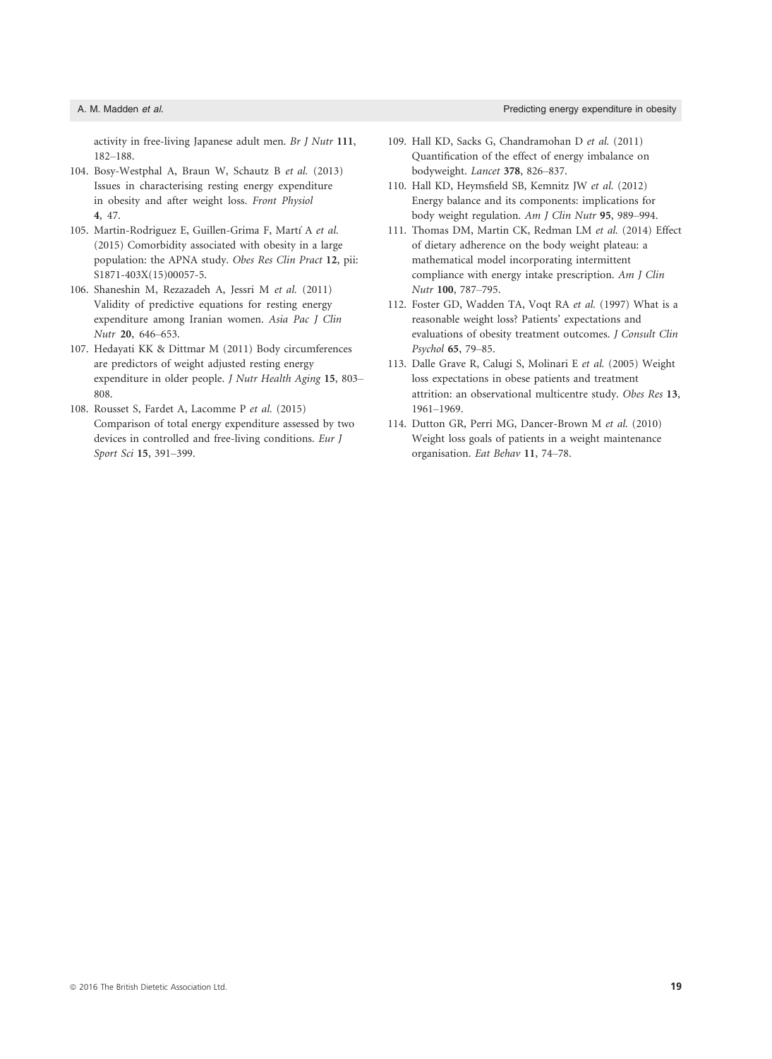activity in free-living Japanese adult men. *Br J Nutr* **111**, 182–188.

104. Bosy-Westphal A, Braun W, Schautz B *et al.* (2013) Issues in characterising resting energy expenditure in obesity and after weight loss. *Front Physiol* **4**, 47.
105. Martin-Rodriguez E, Guillen-Grima F, Martí A *et al.* (2015) Comorbidity associated with obesity in a large population: the APNA study. *Obes Res Clin Pract* **12**, pii: S1871-403X(15)00057-5.
106. Shaneshin M, Rezazadeh A, Jessri M *et al.* (2011) Validity of predictive equations for resting energy expenditure among Iranian women. *Asia Pac J Clin Nutr* **20**, 646–653.
107. Hedayati KK & Dittmar M (2011) Body circumferences are predictors of weight adjusted resting energy expenditure in older people. *J Nutr Health Aging* **15**, 803–808.
108. Rousset S, Fardet A, Lacomme P *et al.* (2015) Comparison of total energy expenditure assessed by two devices in controlled and free-living conditions. *Eur J Sport Sci* **15**, 391–399.
109. Hall KD, Sacks G, Chandramohan D *et al.* (2011) Quantification of the effect of energy imbalance on bodyweight. *Lancet* **378**, 826–837.
110. Hall KD, Heymsfield SB, Kemnitz JW *et al.* (2012) Energy balance and its components: implications for body weight regulation. *Am J Clin Nutr* **95**, 989–994.
111. Thomas DM, Martin CK, Redman LM *et al.* (2014) Effect of dietary adherence on the body weight plateau: a mathematical model incorporating intermittent compliance with energy intake prescription. *Am J Clin Nutr* **100**, 787–795.
112. Foster GD, Wadden TA, Voqt RA *et al.* (1997) What is a reasonable weight loss? Patients' expectations and evaluations of obesity treatment outcomes. *J Consult Clin Psychol* **65**, 79–85.
113. Dalle Grave R, Calugi S, Molinari E *et al.* (2005) Weight loss expectations in obese patients and treatment attrition: an observational multicentre study. *Obes Res* **13**, 1961–1969.
114. Dutton GR, Perri MG, Dancer-Brown M *et al.* (2010) Weight loss goals of patients in a weight maintenance organisation. *Eat Behav* **11**, 74–78.